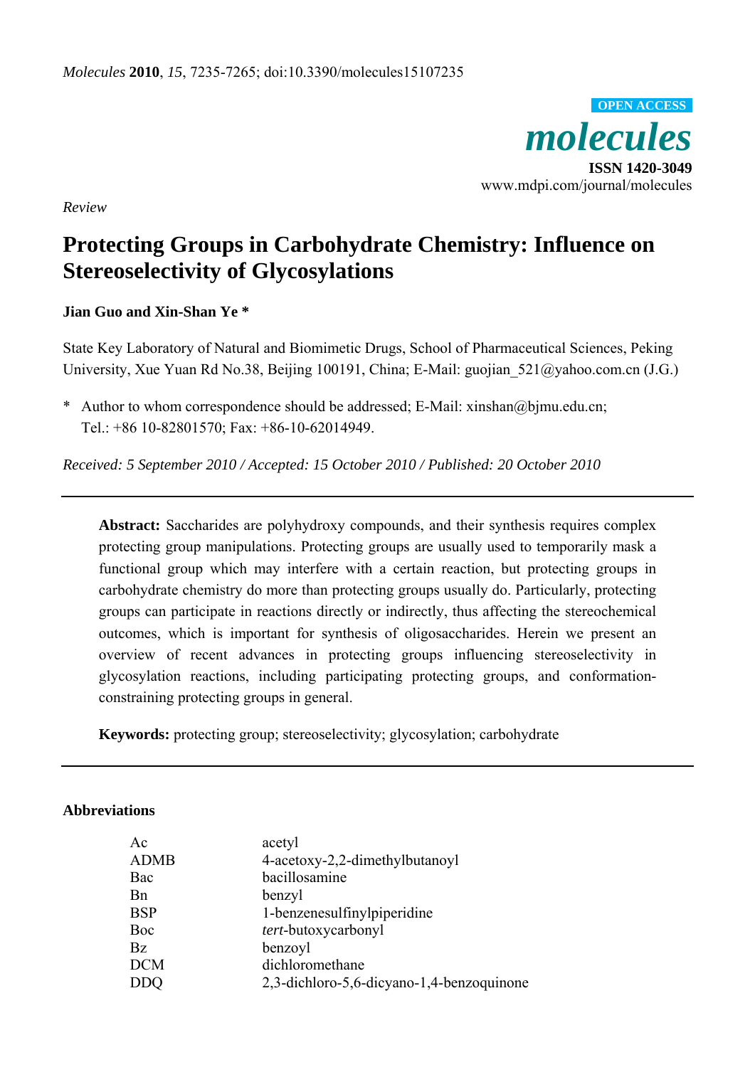*Molecules* **2010**, *15*, 7235-7265; doi:10.3390/molecules15107235

OPEN ACCESS

# *molecules*

**ISSN 1420-3049**
www.mdpi.com/journal/molecules

*Review*

# Protecting Groups in Carbohydrate Chemistry: Influence on Stereoselectivity of Glycosylations

**Jian Guo and Xin-Shan Ye ***

State Key Laboratory of Natural and Biomimetic Drugs, School of Pharmaceutical Sciences, Peking University, Xue Yuan Rd No.38, Beijing 100191, China; E-Mail: guojian_521@yahoo.com.cn (J.G.)

\* Author to whom correspondence should be addressed; E-Mail: xinshan@bjmu.edu.cn; Tel.: +86 10-82801570; Fax: +86-10-62014949.

*Received: 5 September 2010 / Accepted: 15 October 2010 / Published: 20 October 2010*

---

**Abstract:** Saccharides are polyhydroxy compounds, and their synthesis requires complex protecting group manipulations. Protecting groups are usually used to temporarily mask a functional group which may interfere with a certain reaction, but protecting groups in carbohydrate chemistry do more than protecting groups usually do. Particularly, protecting groups can participate in reactions directly or indirectly, thus affecting the stereochemical outcomes, which is important for synthesis of oligosaccharides. Herein we present an overview of recent advances in protecting groups influencing stereoselectivity in glycosylation reactions, including participating protecting groups, and conformation-constraining protecting groups in general.

**Keywords:** protecting group; stereoselectivity; glycosylation; carbohydrate

---

## Abbreviations

| | |
|---|---|
| Ac | acetyl |
| ADMB | 4-acetoxy-2,2-dimethylbutanoyl |
| Bac | bacillosamine |
| Bn | benzyl |
| BSP | 1-benzenesulfinylpiperidine |
| Boc | *tert*-butoxycarbonyl |
| Bz | benzoyl |
| DCM | dichloromethane |
| DDQ | 2,3-dichloro-5,6-dicyano-1,4-benzoquinone |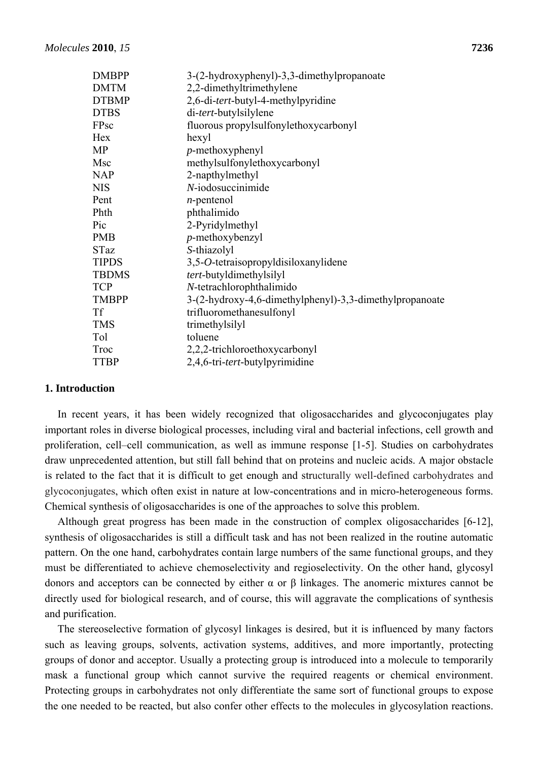| | |
|---|---|
| DMBPP | 3-(2-hydroxyphenyl)-3,3-dimethylpropanoate |
| DMTM | 2,2-dimethyltrimethylene |
| DTBMP | 2,6-di-*tert*-butyl-4-methylpyridine |
| DTBS | di-*tert*-butylsilylene |
| FPsc | fluorous propylsulfonylethoxycarbonyl |
| Hex | hexyl |
| MP | *p*-methoxyphenyl |
| Msc | methylsulfonylethoxycarbonyl |
| NAP | 2-napthylmethyl |
| NIS | *N*-iodosuccinimide |
| Pent | *n*-pentenol |
| Phth | phthalimido |
| Pic | 2-Pyridylmethyl |
| PMB | *p*-methoxybenzyl |
| STaz | *S*-thiazolyl |
| TIPDS | 3,5-*O*-tetraisopropyldisiloxanylidene |
| TBDMS | *tert*-butyldimethylsilyl |
| TCP | *N*-tetrachlorophthalimido |
| TMBPP | 3-(2-hydroxy-4,6-dimethylphenyl)-3,3-dimethylpropanoate |
| Tf | trifluoromethanesulfonyl |
| TMS | trimethylsilyl |
| Tol | toluene |
| Troc | 2,2,2-trichloroethoxycarbonyl |
| TTBP | 2,4,6-tri-*tert*-butylpyrimidine |

## 1. Introduction

In recent years, it has been widely recognized that oligosaccharides and glycoconjugates play important roles in diverse biological processes, including viral and bacterial infections, cell growth and proliferation, cell–cell communication, as well as immune response [1-5]. Studies on carbohydrates draw unprecedented attention, but still fall behind that on proteins and nucleic acids. A major obstacle is related to the fact that it is difficult to get enough and structurally well-defined carbohydrates and glycoconjugates, which often exist in nature at low-concentrations and in micro-heterogeneous forms. Chemical synthesis of oligosaccharides is one of the approaches to solve this problem.

Although great progress has been made in the construction of complex oligosaccharides [6-12], synthesis of oligosaccharides is still a difficult task and has not been realized in the routine automatic pattern. On the one hand, carbohydrates contain large numbers of the same functional groups, and they must be differentiated to achieve chemoselectivity and regioselectivity. On the other hand, glycosyl donors and acceptors can be connected by either α or β linkages. The anomeric mixtures cannot be directly used for biological research, and of course, this will aggravate the complications of synthesis and purification.

The stereoselective formation of glycosyl linkages is desired, but it is influenced by many factors such as leaving groups, solvents, activation systems, additives, and more importantly, protecting groups of donor and acceptor. Usually a protecting group is introduced into a molecule to temporarily mask a functional group which cannot survive the required reagents or chemical environment. Protecting groups in carbohydrates not only differentiate the same sort of functional groups to expose the one needed to be reacted, but also confer other effects to the molecules in glycosylation reactions.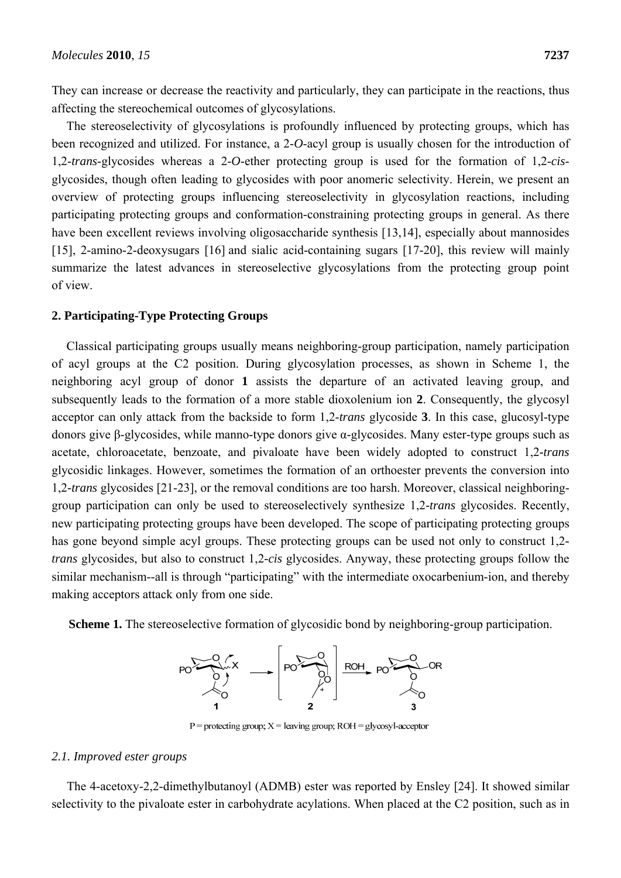They can increase or decrease the reactivity and particularly, they can participate in the reactions, thus affecting the stereochemical outcomes of glycosylations.

The stereoselectivity of glycosylations is profoundly influenced by protecting groups, which has been recognized and utilized. For instance, a 2-*O*-acyl group is usually chosen for the introduction of 1,2-*trans*-glycosides whereas a 2-*O*-ether protecting group is used for the formation of 1,2-*cis*-glycosides, though often leading to glycosides with poor anomeric selectivity. Herein, we present an overview of protecting groups influencing stereoselectivity in glycosylation reactions, including participating protecting groups and conformation-constraining protecting groups in general. As there have been excellent reviews involving oligosaccharide synthesis [13,14], especially about mannosides [15], 2-amino-2-deoxysugars [16] and sialic acid-containing sugars [17-20], this review will mainly summarize the latest advances in stereoselective glycosylations from the protecting group point of view.

## 2. Participating-Type Protecting Groups

Classical participating groups usually means neighboring-group participation, namely participation of acyl groups at the C2 position. During glycosylation processes, as shown in Scheme 1, the neighboring acyl group of donor **1** assists the departure of an activated leaving group, and subsequently leads to the formation of a more stable dioxolenium ion **2**. Consequently, the glycosyl acceptor can only attack from the backside to form 1,2-*trans* glycoside **3**. In this case, glucosyl-type donors give β-glycosides, while manno-type donors give α-glycosides. Many ester-type groups such as acetate, chloroacetate, benzoate, and pivaloate have been widely adopted to construct 1,2-*trans* glycosidic linkages. However, sometimes the formation of an orthoester prevents the conversion into 1,2-*trans* glycosides [21-23], or the removal conditions are too harsh. Moreover, classical neighboring-group participation can only be used to stereoselectively synthesize 1,2-*trans* glycosides. Recently, new participating protecting groups have been developed. The scope of participating protecting groups has gone beyond simple acyl groups. These protecting groups can be used not only to construct 1,2-*trans* glycosides, but also to construct 1,2-*cis* glycosides. Anyway, these protecting groups follow the similar mechanism--all is through "participating" with the intermediate oxocarbenium-ion, and thereby making acceptors attack only from one side.

**Scheme 1.** The stereoselective formation of glycosidic bond by neighboring-group participation.

P = protecting group; X = leaving group; ROH = glycosyl-acceptor

### *2.1. Improved ester groups*

The 4-acetoxy-2,2-dimethylbutanoyl (ADMB) ester was reported by Ensley [24]. It showed similar selectivity to the pivaloate ester in carbohydrate acylations. When placed at the C2 position, such as in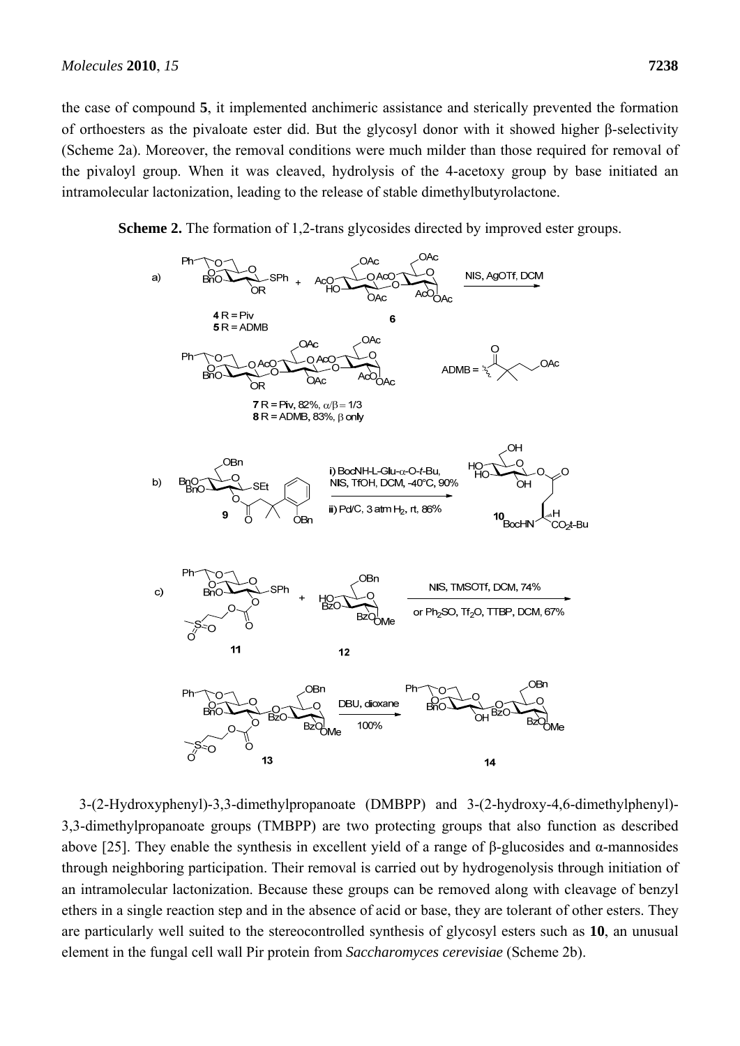the case of compound **5**, it implemented anchimeric assistance and sterically prevented the formation of orthoesters as the pivaloate ester did. But the glycosyl donor with it showed higher β-selectivity (Scheme 2a). Moreover, the removal conditions were much milder than those required for removal of the pivaloyl group. When it was cleaved, hydrolysis of the 4-acetoxy group by base initiated an intramolecular lactonization, leading to the release of stable dimethylbutyrolactone.

**Scheme 2.** The formation of 1,2-trans glycosides directed by improved ester groups.

a) **4** R = Piv; **5** R = ADMB + **6** → NIS, AgOTf, DCM → **7** R = Piv, 82%, α/β = 1/3; **8** R = ADMB, 83%, β only

b) **9** → i) BocNH-L-Glu-α-O-*t*-Bu, NIS, TfOH, DCM, -40°C, 90%; ii) Pd/C, 3 atm $H_2$, rt, 86% → **10**

c) **11** + **12** → NIS, TMSOTf, DCM, 74% or $Ph_2SO$, $Tf_2O$, TTBP, DCM, 67% → **13** → DBU, dioxane, 100% → **14**

3-(2-Hydroxyphenyl)-3,3-dimethylpropanoate (DMBPP) and 3-(2-hydroxy-4,6-dimethylphenyl)-3,3-dimethylpropanoate groups (TMBPP) are two protecting groups that also function as described above [25]. They enable the synthesis in excellent yield of a range of β-glucosides and α-mannosides through neighboring participation. Their removal is carried out by hydrogenolysis through initiation of an intramolecular lactonization. Because these groups can be removed along with cleavage of benzyl ethers in a single reaction step and in the absence of acid or base, they are tolerant of other esters. They are particularly well suited to the stereocontrolled synthesis of glycosyl esters such as **10**, an unusual element in the fungal cell wall Pir protein from *Saccharomyces cerevisiae* (Scheme 2b).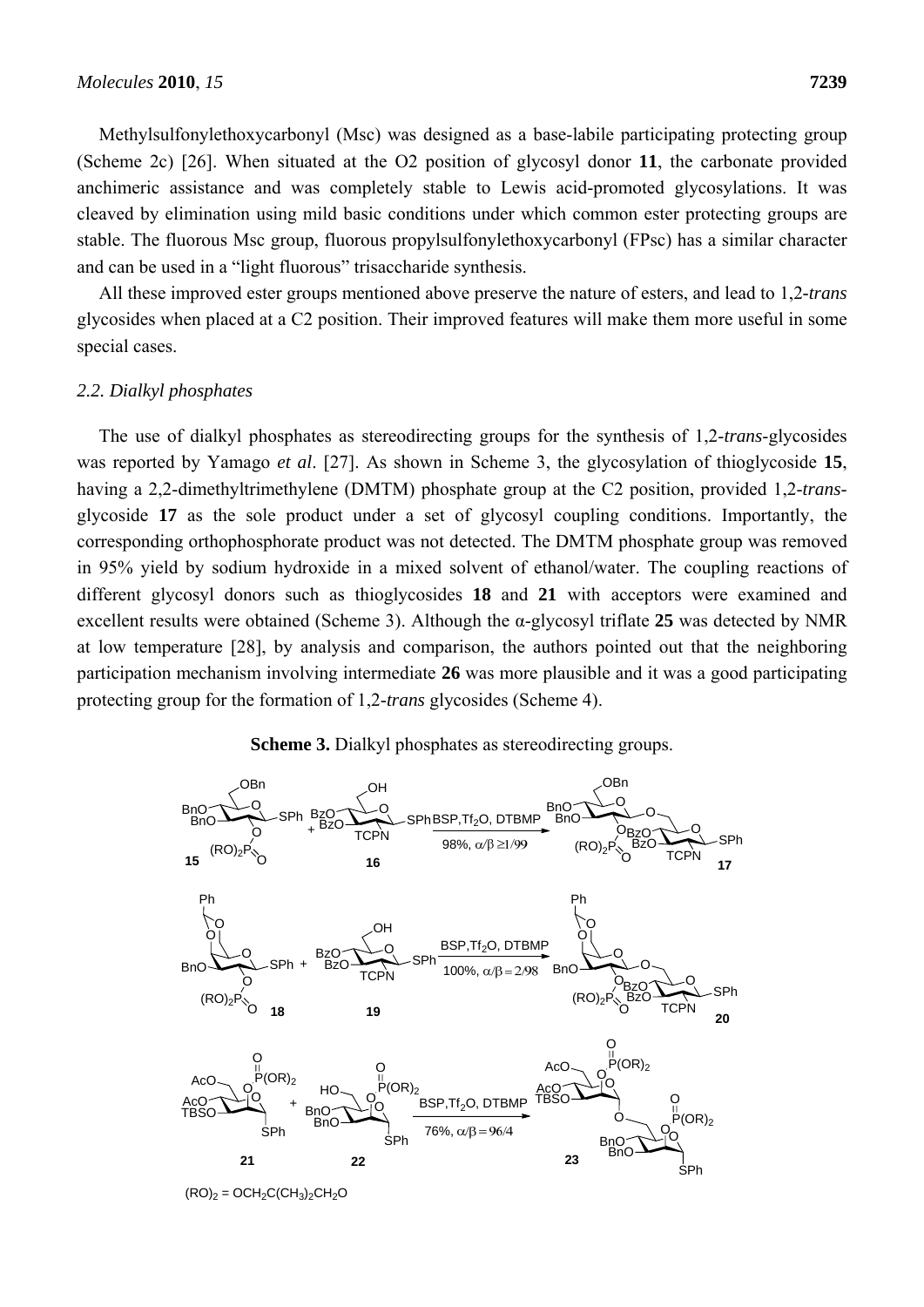Methylsulfonylethoxycarbonyl (Msc) was designed as a base-labile participating protecting group (Scheme 2c) [26]. When situated at the O2 position of glycosyl donor **11**, the carbonate provided anchimeric assistance and was completely stable to Lewis acid-promoted glycosylations. It was cleaved by elimination using mild basic conditions under which common ester protecting groups are stable. The fluorous Msc group, fluorous propylsulfonylethoxycarbonyl (FPsc) has a similar character and can be used in a "light fluorous" trisaccharide synthesis.

All these improved ester groups mentioned above preserve the nature of esters, and lead to 1,2-*trans* glycosides when placed at a C2 position. Their improved features will make them more useful in some special cases.

### *2.2. Dialkyl phosphates*

The use of dialkyl phosphates as stereodirecting groups for the synthesis of 1,2-*trans*-glycosides was reported by Yamago *et al*. [27]. As shown in Scheme 3, the glycosylation of thioglycoside **15**, having a 2,2-dimethyltrimethylene (DMTM) phosphate group at the C2 position, provided 1,2-*trans*-glycoside **17** as the sole product under a set of glycosyl coupling conditions. Importantly, the corresponding orthophosphorate product was not detected. The DMTM phosphate group was removed in 95% yield by sodium hydroxide in a mixed solvent of ethanol/water. The coupling reactions of different glycosyl donors such as thioglycosides **18** and **21** with acceptors were examined and excellent results were obtained (Scheme 3). Although the α-glycosyl triflate **25** was detected by NMR at low temperature [28], by analysis and comparison, the authors pointed out that the neighboring participation mechanism involving intermediate **26** was more plausible and it was a good participating protecting group for the formation of 1,2-*trans* glycosides (Scheme 4).

**Scheme 3.** Dialkyl phosphates as stereodirecting groups.

15 + 16 → 17 (BSP, $Tf_2O$, DTBMP; 98%, $\alpha/\beta \geq 1/99$)

18 + 19 → 20 (BSP, $Tf_2O$, DTBMP; 100%, $\alpha/\beta = 2/98$)

21 + 22 → 23 (BSP, $Tf_2O$, DTBMP; 76%, $\alpha/\beta = 96/4$)

$(RO)_2 = OCH_2C(CH_3)_2CH_2O$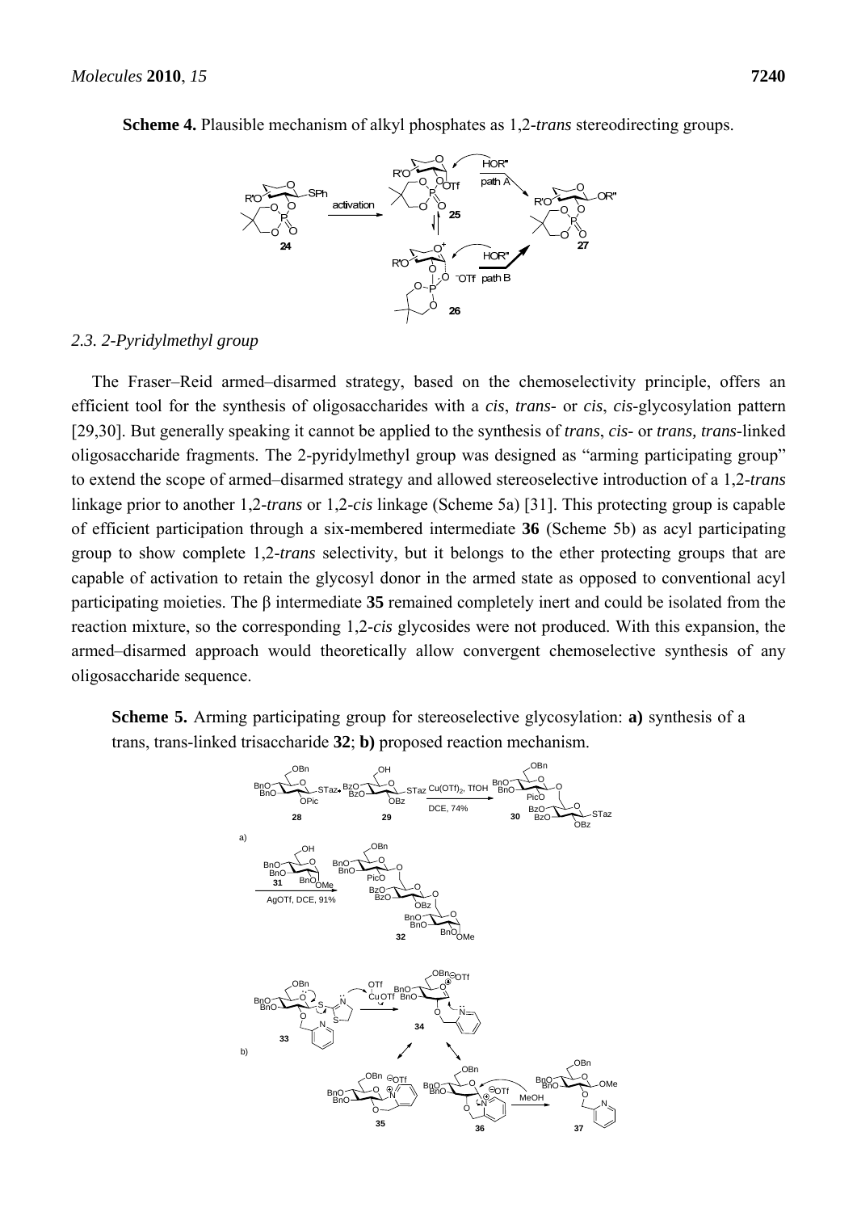**Scheme 4.** Plausible mechanism of alkyl phosphates as 1,2-*trans* stereodirecting groups.

### *2.3. 2-Pyridylmethyl group*

The Fraser–Reid armed–disarmed strategy, based on the chemoselectivity principle, offers an efficient tool for the synthesis of oligosaccharides with a *cis*, *trans*- or *cis*, *cis*-glycosylation pattern [29,30]. But generally speaking it cannot be applied to the synthesis of *trans*, *cis*- or *trans, trans*-linked oligosaccharide fragments. The 2-pyridylmethyl group was designed as "arming participating group" to extend the scope of armed–disarmed strategy and allowed stereoselective introduction of a 1,2-*trans* linkage prior to another 1,2-*trans* or 1,2-*cis* linkage (Scheme 5a) [31]. This protecting group is capable of efficient participation through a six-membered intermediate **36** (Scheme 5b) as acyl participating group to show complete 1,2-*trans* selectivity, but it belongs to the ether protecting groups that are capable of activation to retain the glycosyl donor in the armed state as opposed to conventional acyl participating moieties. The β intermediate **35** remained completely inert and could be isolated from the reaction mixture, so the corresponding 1,2-*cis* glycosides were not produced. With this expansion, the armed–disarmed approach would theoretically allow convergent chemoselective synthesis of any oligosaccharide sequence.

**Scheme 5.** Arming participating group for stereoselective glycosylation: **a)** synthesis of a trans, trans-linked trisaccharide **32**; **b)** proposed reaction mechanism.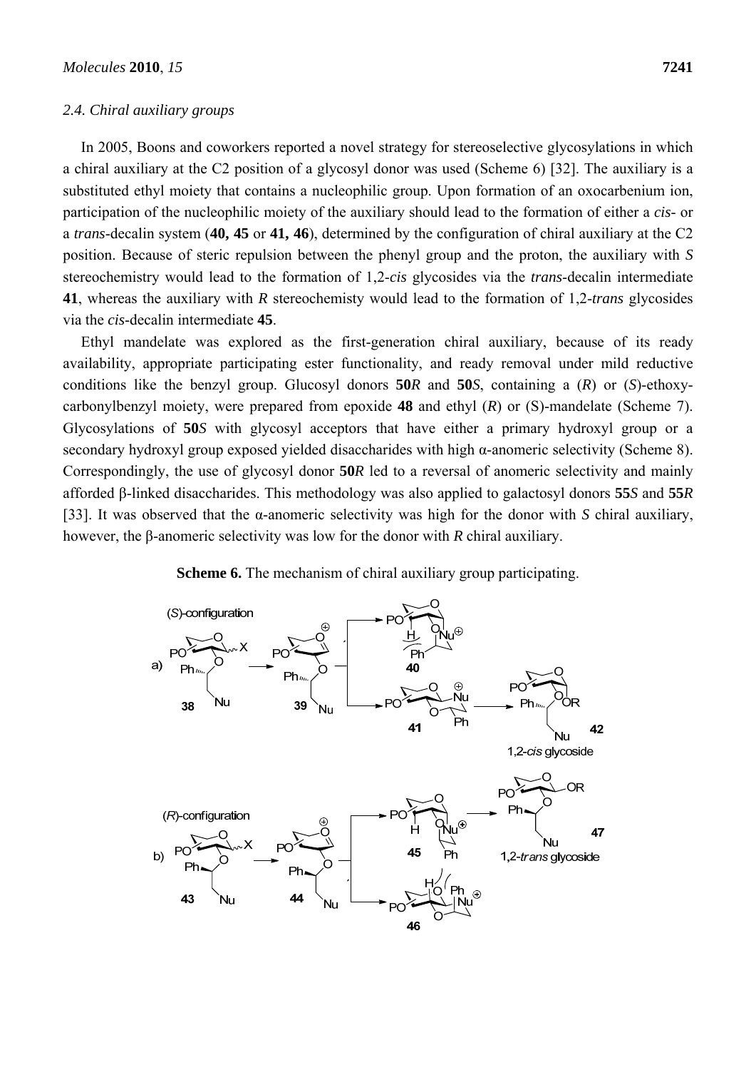### 2.4. Chiral auxiliary groups

In 2005, Boons and coworkers reported a novel strategy for stereoselective glycosylations in which a chiral auxiliary at the C2 position of a glycosyl donor was used (Scheme 6) [32]. The auxiliary is a substituted ethyl moiety that contains a nucleophilic group. Upon formation of an oxocarbenium ion, participation of the nucleophilic moiety of the auxiliary should lead to the formation of either a *cis*- or a *trans*-decalin system (**40, 45** or **41, 46**), determined by the configuration of chiral auxiliary at the C2 position. Because of steric repulsion between the phenyl group and the proton, the auxiliary with *S* stereochemistry would lead to the formation of 1,2-*cis* glycosides via the *trans*-decalin intermediate **41**, whereas the auxiliary with *R* stereochemisty would lead to the formation of 1,2-*trans* glycosides via the *cis*-decalin intermediate **45**.

Ethyl mandelate was explored as the first-generation chiral auxiliary, because of its ready availability, appropriate participating ester functionality, and ready removal under mild reductive conditions like the benzyl group. Glucosyl donors **50***R* and **50***S*, containing a (*R*) or (*S*)-ethoxy-carbonylbenzyl moiety, were prepared from epoxide **48** and ethyl (*R*) or (S)-mandelate (Scheme 7). Glycosylations of **50***S* with glycosyl acceptors that have either a primary hydroxyl group or a secondary hydroxyl group exposed yielded disaccharides with high α-anomeric selectivity (Scheme 8). Correspondingly, the use of glycosyl donor **50***R* led to a reversal of anomeric selectivity and mainly afforded β-linked disaccharides. This methodology was also applied to galactosyl donors **55***S* and **55***R* [33]. It was observed that the α-anomeric selectivity was high for the donor with *S* chiral auxiliary, however, the β-anomeric selectivity was low for the donor with *R* chiral auxiliary.

**Scheme 6.** The mechanism of chiral auxiliary group participating.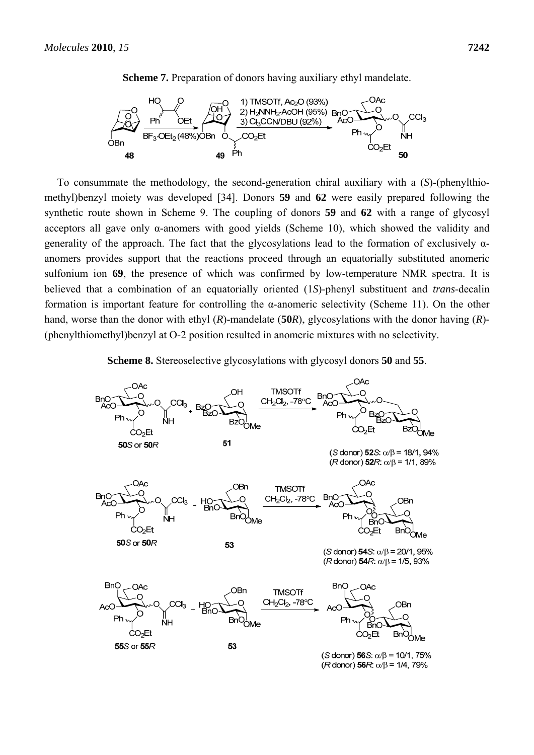**Scheme 7.** Preparation of donors having auxiliary ethyl mandelate.

To consummate the methodology, the second-generation chiral auxiliary with a (*S*)-(phenylthiomethyl)benzyl moiety was developed [34]. Donors **59** and **62** were easily prepared following the synthetic route shown in Scheme 9. The coupling of donors **59** and **62** with a range of glycosyl acceptors all gave only α-anomers with good yields (Scheme 10), which showed the validity and generality of the approach. The fact that the glycosylations lead to the formation of exclusively α-anomers provides support that the reactions proceed through an equatorially substituted anomeric sulfonium ion **69**, the presence of which was confirmed by low-temperature NMR spectra. It is believed that a combination of an equatorially oriented (1*S*)-phenyl substituent and *trans*-decalin formation is important feature for controlling the α-anomeric selectivity (Scheme 11). On the other hand, worse than the donor with ethyl (*R*)-mandelate (**50*R***), glycosylations with the donor having (*R*)-(phenylthiomethyl)benzyl at O-2 position resulted in anomeric mixtures with no selectivity.

**Scheme 8.** Stereoselective glycosylations with glycosyl donors **50** and **55**.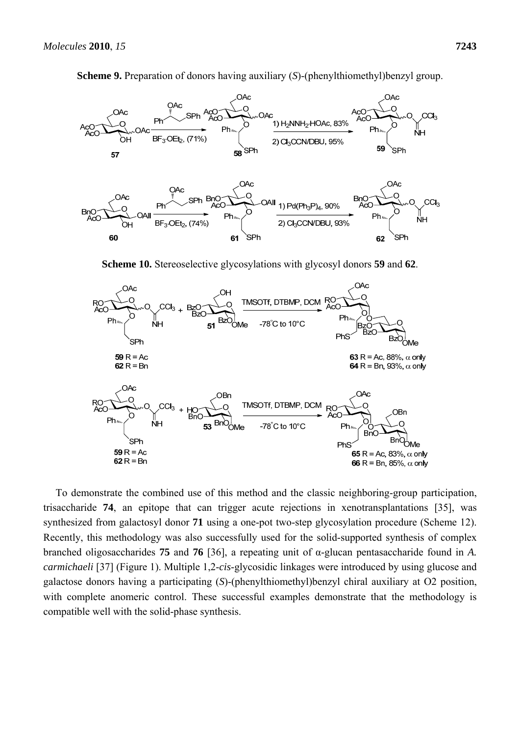**Scheme 9.** Preparation of donors having auxiliary (*S*)-(phenylthiomethyl)benzyl group.

**Scheme 10.** Stereoselective glycosylations with glycosyl donors **59** and **62**.

To demonstrate the combined use of this method and the classic neighboring-group participation, trisaccharide **74**, an epitope that can trigger acute rejections in xenotransplantations [35], was synthesized from galactosyl donor **71** using a one-pot two-step glycosylation procedure (Scheme 12). Recently, this methodology was also successfully used for the solid-supported synthesis of complex branched oligosaccharides **75** and **76** [36], a repeating unit of α-glucan pentasaccharide found in *A. carmichaeli* [37] (Figure 1). Multiple 1,2-*cis*-glycosidic linkages were introduced by using glucose and galactose donors having a participating (*S*)-(phenylthiomethyl)benzyl chiral auxiliary at O2 position, with complete anomeric control. These successful examples demonstrate that the methodology is compatible well with the solid-phase synthesis.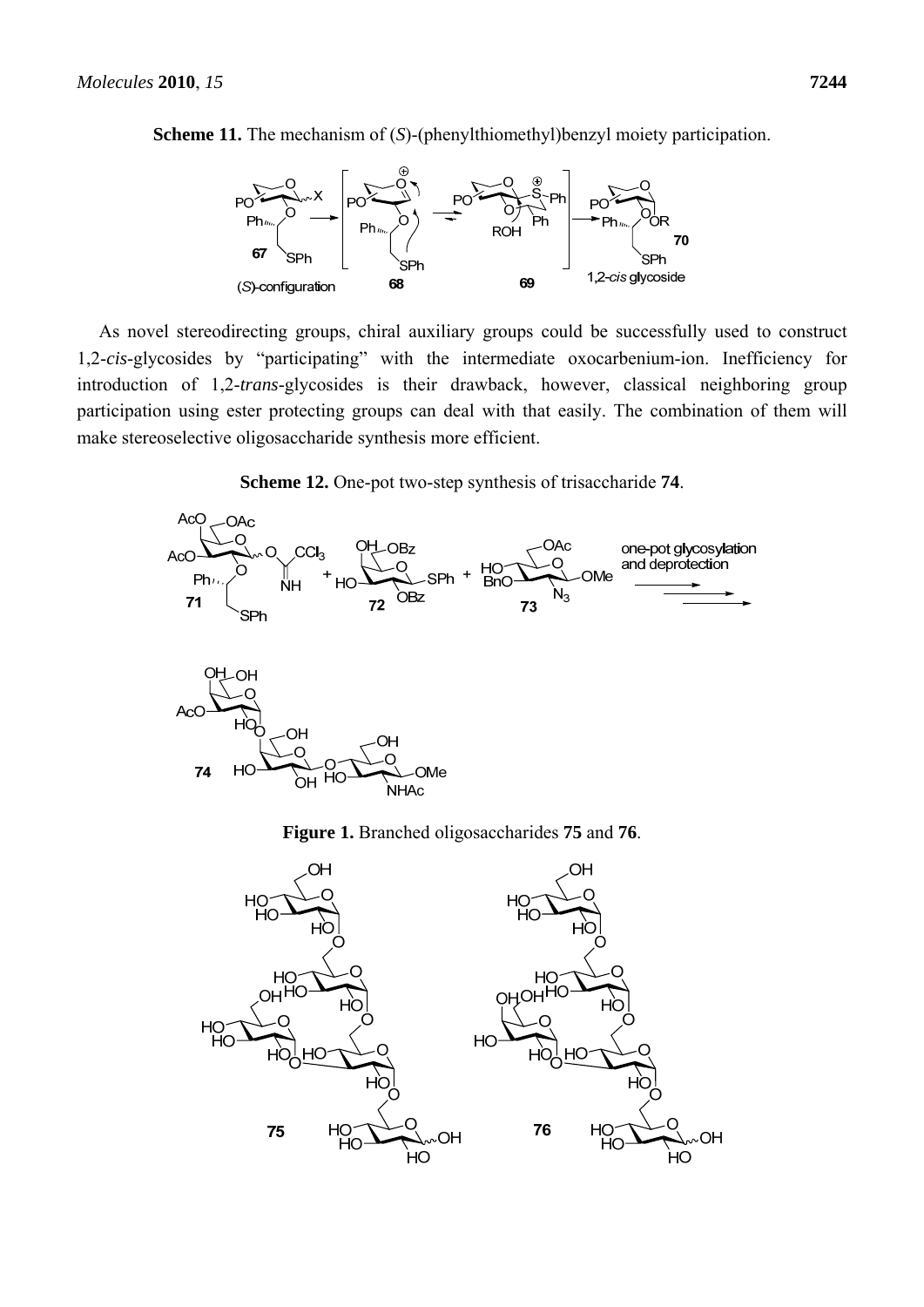**Scheme 11.** The mechanism of (*S*)-(phenylthiomethyl)benzyl moiety participation.

As novel stereodirecting groups, chiral auxiliary groups could be successfully used to construct 1,2-*cis*-glycosides by "participating" with the intermediate oxocarbenium-ion. Inefficiency for introduction of 1,2-*trans*-glycosides is their drawback, however, classical neighboring group participation using ester protecting groups can deal with that easily. The combination of them will make stereoselective oligosaccharide synthesis more efficient.

**Scheme 12.** One-pot two-step synthesis of trisaccharide **74**.

**Figure 1.** Branched oligosaccharides **75** and **76**.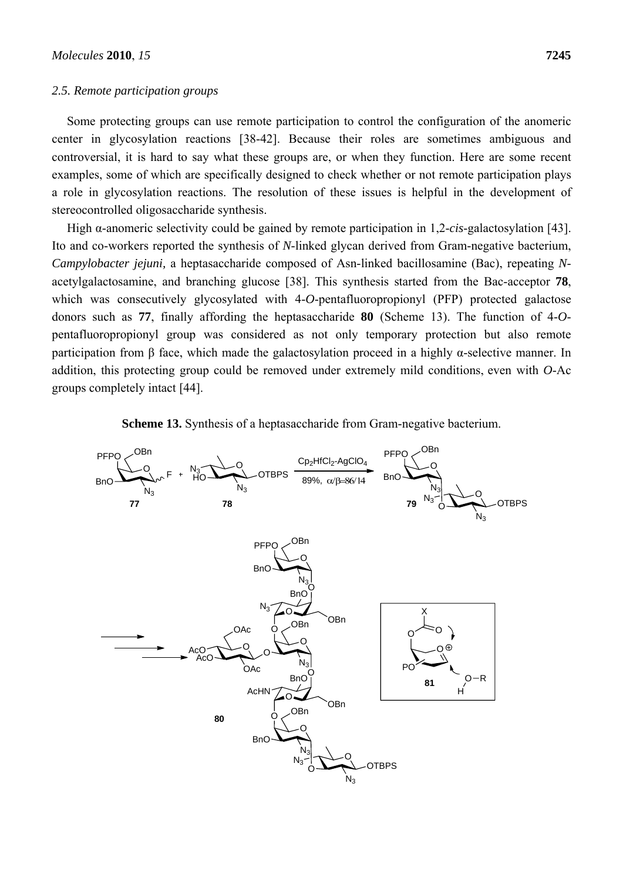### 2.5. Remote participation groups

Some protecting groups can use remote participation to control the configuration of the anomeric center in glycosylation reactions [38-42]. Because their roles are sometimes ambiguous and controversial, it is hard to say what these groups are, or when they function. Here are some recent examples, some of which are specifically designed to check whether or not remote participation plays a role in glycosylation reactions. The resolution of these issues is helpful in the development of stereocontrolled oligosaccharide synthesis.

High α-anomeric selectivity could be gained by remote participation in 1,2-*cis*-galactosylation [43]. Ito and co-workers reported the synthesis of *N*-linked glycan derived from Gram-negative bacterium, *Campylobacter jejuni,* a heptasaccharide composed of Asn-linked bacillosamine (Bac), repeating *N*-acetylgalactosamine, and branching glucose [38]. This synthesis started from the Bac-acceptor **78**, which was consecutively glycosylated with 4-*O*-pentafluoropropionyl (PFP) protected galactose donors such as **77**, finally affording the heptasaccharide **80** (Scheme 13). The function of 4-*O*-pentafluoropropionyl group was considered as not only temporary protection but also remote participation from β face, which made the galactosylation proceed in a highly α-selective manner. In addition, this protecting group could be removed under extremely mild conditions, even with *O*-Ac groups completely intact [44].

**Scheme 13.** Synthesis of a heptasaccharide from Gram-negative bacterium.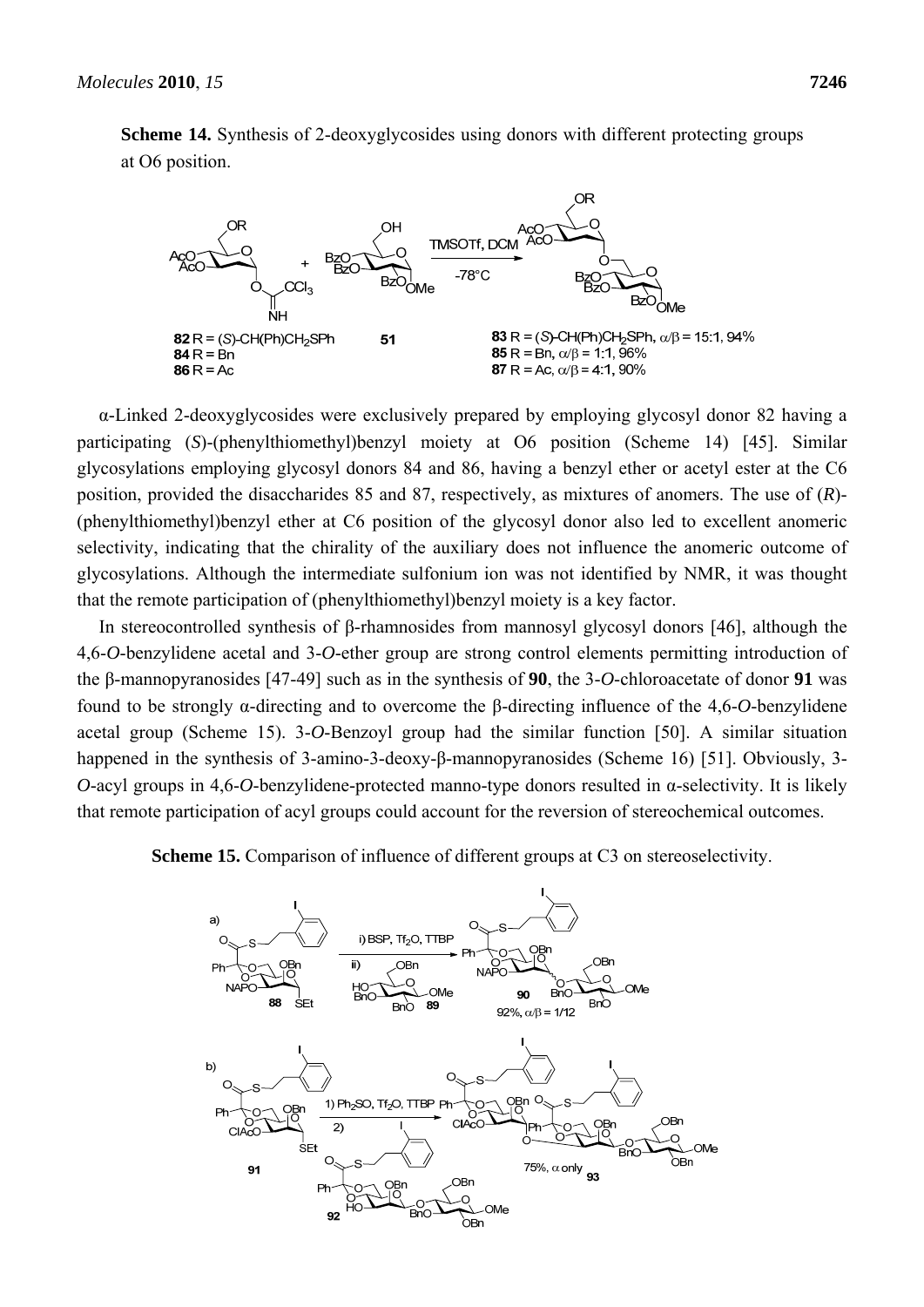**Scheme 14.** Synthesis of 2-deoxyglycosides using donors with different protecting groups at O6 position.

α-Linked 2-deoxyglycosides were exclusively prepared by employing glycosyl donor 82 having a participating (*S*)-(phenylthiomethyl)benzyl moiety at O6 position (Scheme 14) [45]. Similar glycosylations employing glycosyl donors 84 and 86, having a benzyl ether or acetyl ester at the C6 position, provided the disaccharides 85 and 87, respectively, as mixtures of anomers. The use of (*R*)-(phenylthiomethyl)benzyl ether at C6 position of the glycosyl donor also led to excellent anomeric selectivity, indicating that the chirality of the auxiliary does not influence the anomeric outcome of glycosylations. Although the intermediate sulfonium ion was not identified by NMR, it was thought that the remote participation of (phenylthiomethyl)benzyl moiety is a key factor.

In stereocontrolled synthesis of β-rhamnosides from mannosyl glycosyl donors [46], although the 4,6-*O*-benzylidene acetal and 3-*O*-ether group are strong control elements permitting introduction of the β-mannopyranosides [47-49] such as in the synthesis of **90**, the 3-*O*-chloroacetate of donor **91** was found to be strongly α-directing and to overcome the β-directing influence of the 4,6-*O*-benzylidene acetal group (Scheme 15). 3-*O*-Benzoyl group had the similar function [50]. A similar situation happened in the synthesis of 3-amino-3-deoxy-β-mannopyranosides (Scheme 16) [51]. Obviously, 3-*O*-acyl groups in 4,6-*O*-benzylidene-protected manno-type donors resulted in α-selectivity. It is likely that remote participation of acyl groups could account for the reversion of stereochemical outcomes.

**Scheme 15.** Comparison of influence of different groups at C3 on stereoselectivity.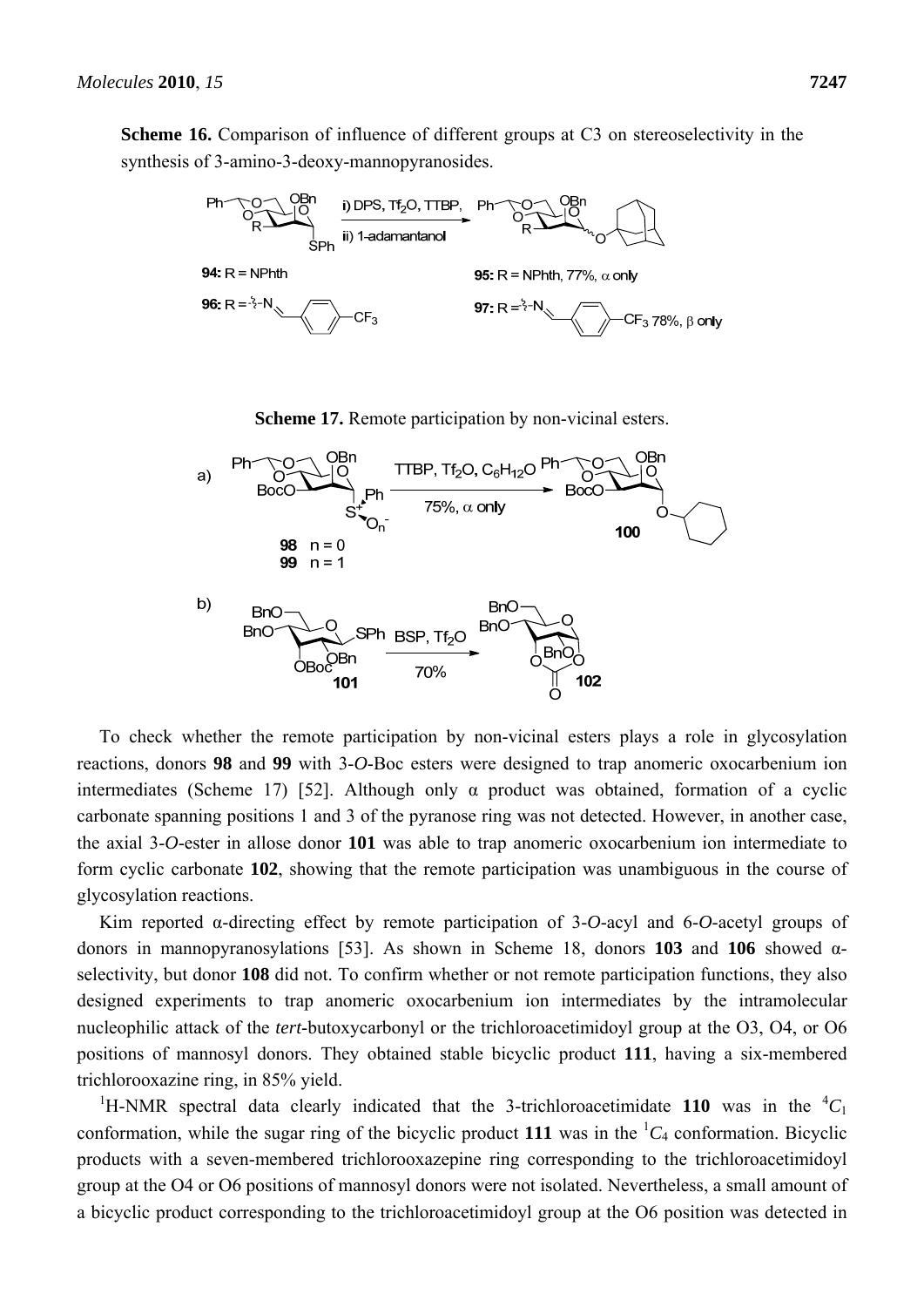**Scheme 16.** Comparison of influence of different groups at C3 on stereoselectivity in the synthesis of 3-amino-3-deoxy-mannopyranosides.

**Scheme 17.** Remote participation by non-vicinal esters.

To check whether the remote participation by non-vicinal esters plays a role in glycosylation reactions, donors **98** and **99** with 3-*O*-Boc esters were designed to trap anomeric oxocarbenium ion intermediates (Scheme 17) [52]. Although only α product was obtained, formation of a cyclic carbonate spanning positions 1 and 3 of the pyranose ring was not detected. However, in another case, the axial 3-*O*-ester in allose donor **101** was able to trap anomeric oxocarbenium ion intermediate to form cyclic carbonate **102**, showing that the remote participation was unambiguous in the course of glycosylation reactions.

Kim reported α-directing effect by remote participation of 3-*O*-acyl and 6-*O*-acetyl groups of donors in mannopyranosylations [53]. As shown in Scheme 18, donors **103** and **106** showed α-selectivity, but donor **108** did not. To confirm whether or not remote participation functions, they also designed experiments to trap anomeric oxocarbenium ion intermediates by the intramolecular nucleophilic attack of the *tert*-butoxycarbonyl or the trichloroacetimidoyl group at the O3, O4, or O6 positions of mannosyl donors. They obtained stable bicyclic product **111**, having a six-membered trichlorooxazine ring, in 85% yield.

$^{1}$H-NMR spectral data clearly indicated that the 3-trichloroacetimidate **110** was in the $^{4}C_{1}$ conformation, while the sugar ring of the bicyclic product **111** was in the $^{1}C_{4}$ conformation. Bicyclic products with a seven-membered trichlorooxazepine ring corresponding to the trichloroacetimidoyl group at the O4 or O6 positions of mannosyl donors were not isolated. Nevertheless, a small amount of a bicyclic product corresponding to the trichloroacetimidoyl group at the O6 position was detected in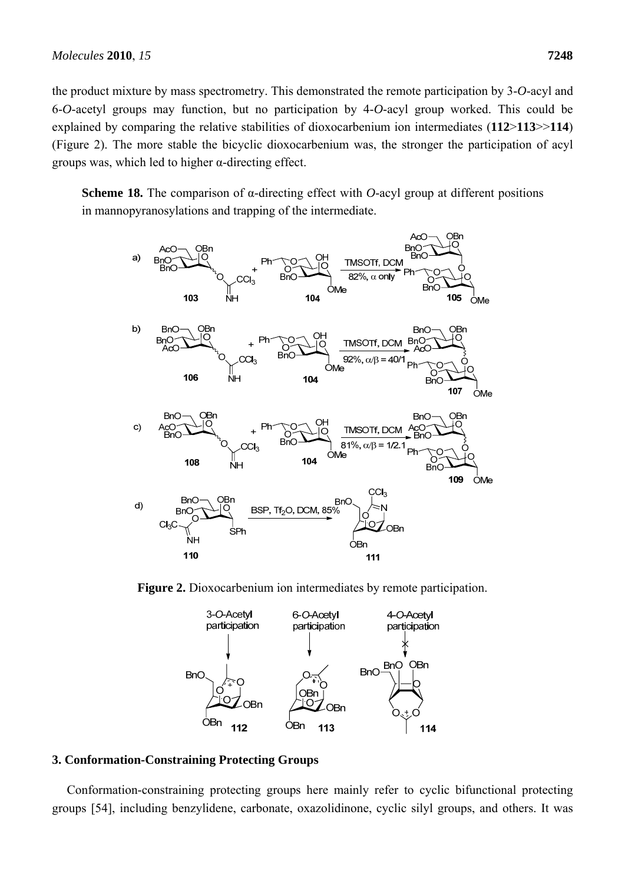the product mixture by mass spectrometry. This demonstrated the remote participation by 3-*O*-acyl and 6-*O*-acetyl groups may function, but no participation by 4-*O*-acyl group worked. This could be explained by comparing the relative stabilities of dioxocarbenium ion intermediates (**112**>**113**>>**114**) (Figure 2). The more stable the bicyclic dioxocarbenium was, the stronger the participation of acyl groups was, which led to higher α-directing effect.

**Scheme 18.** The comparison of α-directing effect with *O*-acyl group at different positions in mannopyranosylations and trapping of the intermediate.

**Figure 2.** Dioxocarbenium ion intermediates by remote participation.

## 3. Conformation-Constraining Protecting Groups

Conformation-constraining protecting groups here mainly refer to cyclic bifunctional protecting groups [54], including benzylidene, carbonate, oxazolidinone, cyclic silyl groups, and others. It was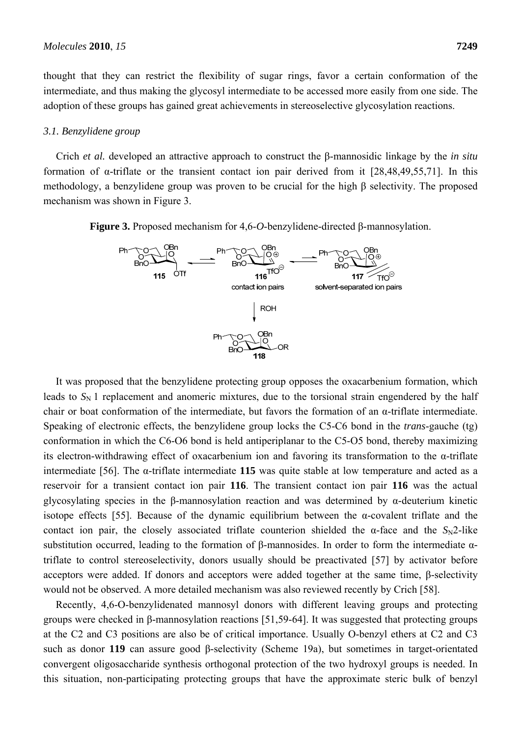thought that they can restrict the flexibility of sugar rings, favor a certain conformation of the intermediate, and thus making the glycosyl intermediate to be accessed more easily from one side. The adoption of these groups has gained great achievements in stereoselective glycosylation reactions.

### *3.1. Benzylidene group*

Crich *et al.* developed an attractive approach to construct the β-mannosidic linkage by the *in situ* formation of α-triflate or the transient contact ion pair derived from it [28,48,49,55,71]. In this methodology, a benzylidene group was proven to be crucial for the high β selectivity. The proposed mechanism was shown in Figure 3.

**Figure 3.** Proposed mechanism for 4,6-*O*-benzylidene-directed β-mannosylation.

It was proposed that the benzylidene protecting group opposes the oxacarbenium formation, which leads to $S_N$ 1 replacement and anomeric mixtures, due to the torsional strain engendered by the half chair or boat conformation of the intermediate, but favors the formation of an α-triflate intermediate. Speaking of electronic effects, the benzylidene group locks the C5-C6 bond in the *trans*-gauche (tg) conformation in which the C6-O6 bond is held antiperiplanar to the C5-O5 bond, thereby maximizing its electron-withdrawing effect of oxacarbenium ion and favoring its transformation to the α-triflate intermediate [56]. The α-triflate intermediate **115** was quite stable at low temperature and acted as a reservoir for a transient contact ion pair **116**. The transient contact ion pair **116** was the actual glycosylating species in the β-mannosylation reaction and was determined by α-deuterium kinetic isotope effects [55]. Because of the dynamic equilibrium between the α-covalent triflate and the contact ion pair, the closely associated triflate counterion shielded the α-face and the $S_N$2-like substitution occurred, leading to the formation of β-mannosides. In order to form the intermediate α-triflate to control stereoselectivity, donors usually should be preactivated [57] by activator before acceptors were added. If donors and acceptors were added together at the same time, β-selectivity would not be observed. A more detailed mechanism was also reviewed recently by Crich [58].

Recently, 4,6-O-benzylidenated mannosyl donors with different leaving groups and protecting groups were checked in β-mannosylation reactions [51,59-64]. It was suggested that protecting groups at the C2 and C3 positions are also be of critical importance. Usually O-benzyl ethers at C2 and C3 such as donor **119** can assure good β-selectivity (Scheme 19a), but sometimes in target-orientated convergent oligosaccharide synthesis orthogonal protection of the two hydroxyl groups is needed. In this situation, non-participating protecting groups that have the approximate steric bulk of benzyl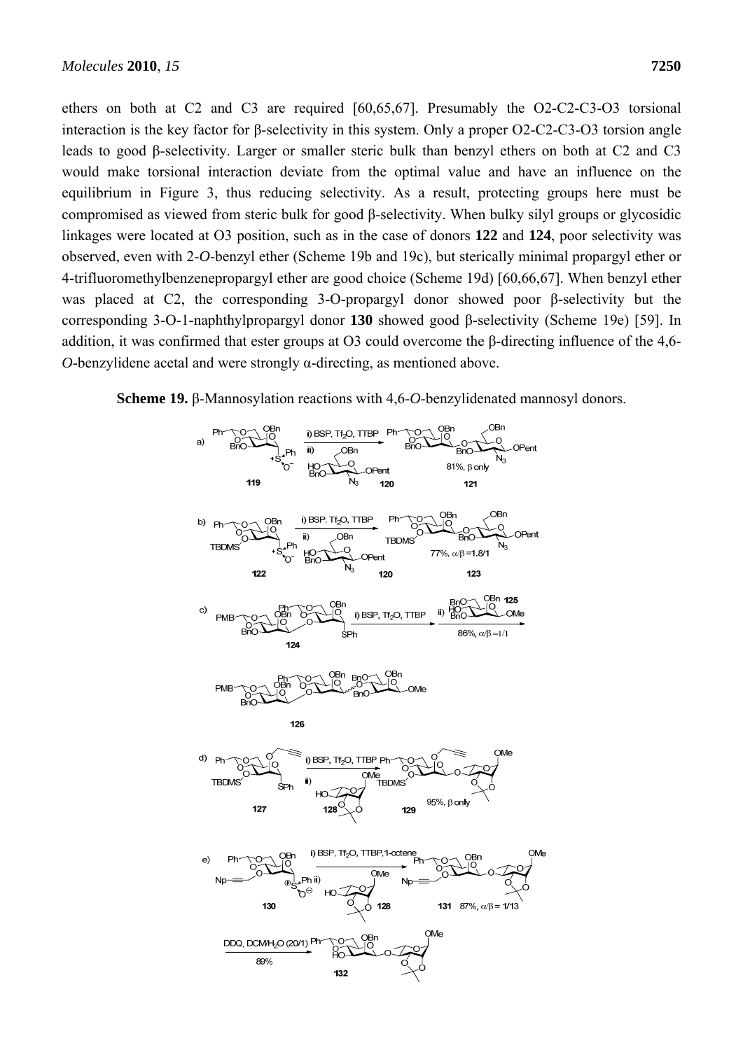ethers on both at C2 and C3 are required [60,65,67]. Presumably the O2-C2-C3-O3 torsional interaction is the key factor for β-selectivity in this system. Only a proper O2-C2-C3-O3 torsion angle leads to good β-selectivity. Larger or smaller steric bulk than benzyl ethers on both at C2 and C3 would make torsional interaction deviate from the optimal value and have an influence on the equilibrium in Figure 3, thus reducing selectivity. As a result, protecting groups here must be compromised as viewed from steric bulk for good β-selectivity. When bulky silyl groups or glycosidic linkages were located at O3 position, such as in the case of donors **122** and **124**, poor selectivity was observed, even with 2-*O*-benzyl ether (Scheme 19b and 19c), but sterically minimal propargyl ether or 4-trifluoromethylbenzenepropargyl ether are good choice (Scheme 19d) [60,66,67]. When benzyl ether was placed at C2, the corresponding 3-O-propargyl donor showed poor β-selectivity but the corresponding 3-O-1-naphthylpropargyl donor **130** showed good β-selectivity (Scheme 19e) [59]. In addition, it was confirmed that ester groups at O3 could overcome the β-directing influence of the 4,6-*O*-benzylidene acetal and were strongly α-directing, as mentioned above.

**Scheme 19.** β-Mannosylation reactions with 4,6-*O*-benzylidenated mannosyl donors.

a) **119** → i) BSP, $Tf_2O$, TTBP; ii) **120** → **121**, 81%, β only

b) **122** → i) BSP, $Tf_2O$, TTBP; ii) **120** → **123**, 77%, α/β = 1.8/1

c) **124** → i) BSP, $Tf_2O$, TTBP; ii) **125** → **126**, 86%, α/β = 1/1

d) **127** → i) BSP, $Tf_2O$, TTBP; ii) **128** → **129**, 95%, β only

e) **130** → i) BSP, $Tf_2O$, TTBP, 1-octene; ii) **128** → **131**, 87%, α/β = 1/13; DDQ, DCM/$H_2O$ (20/1), 89% → **132**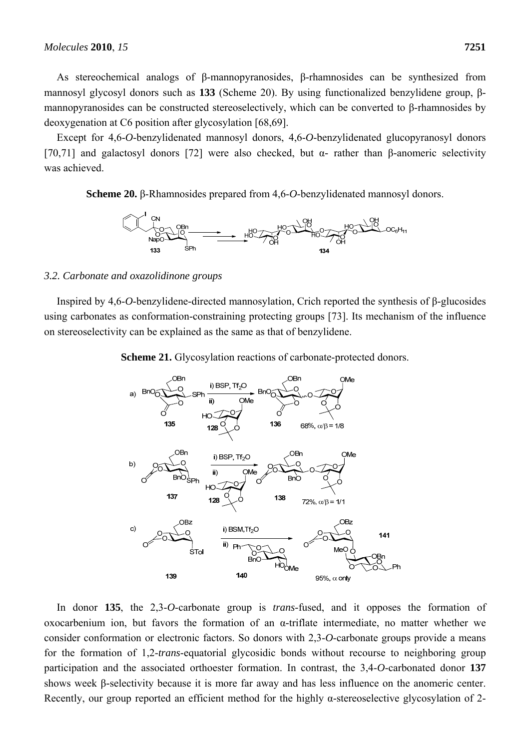As stereochemical analogs of β-mannopyranosides, β-rhamnosides can be synthesized from mannosyl glycosyl donors such as **133** (Scheme 20). By using functionalized benzylidene group, β-mannopyranosides can be constructed stereoselectively, which can be converted to β-rhamnosides by deoxygenation at C6 position after glycosylation [68,69].

Except for 4,6-*O*-benzylidenated mannosyl donors, 4,6-*O*-benzylidenated glucopyranosyl donors [70,71] and galactosyl donors [72] were also checked, but α- rather than β-anomeric selectivity was achieved.

**Scheme 20.** β-Rhamnosides prepared from 4,6-*O*-benzylidenated mannosyl donors.

### 3.2. Carbonate and oxazolidinone groups

Inspired by 4,6-*O*-benzylidene-directed mannosylation, Crich reported the synthesis of β-glucosides using carbonates as conformation-constraining protecting groups [73]. Its mechanism of the influence on stereoselectivity can be explained as the same as that of benzylidene.

**Scheme 21.** Glycosylation reactions of carbonate-protected donors.

In donor **135**, the 2,3-*O*-carbonate group is *trans*-fused, and it opposes the formation of oxocarbenium ion, but favors the formation of an α-triflate intermediate, no matter whether we consider conformation or electronic factors. So donors with 2,3-*O*-carbonate groups provide a means for the formation of 1,2-*trans*-equatorial glycosidic bonds without recourse to neighboring group participation and the associated orthoester formation. In contrast, the 3,4-*O*-carbonated donor **137** shows week β-selectivity because it is more far away and has less influence on the anomeric center. Recently, our group reported an efficient method for the highly α-stereoselective glycosylation of 2-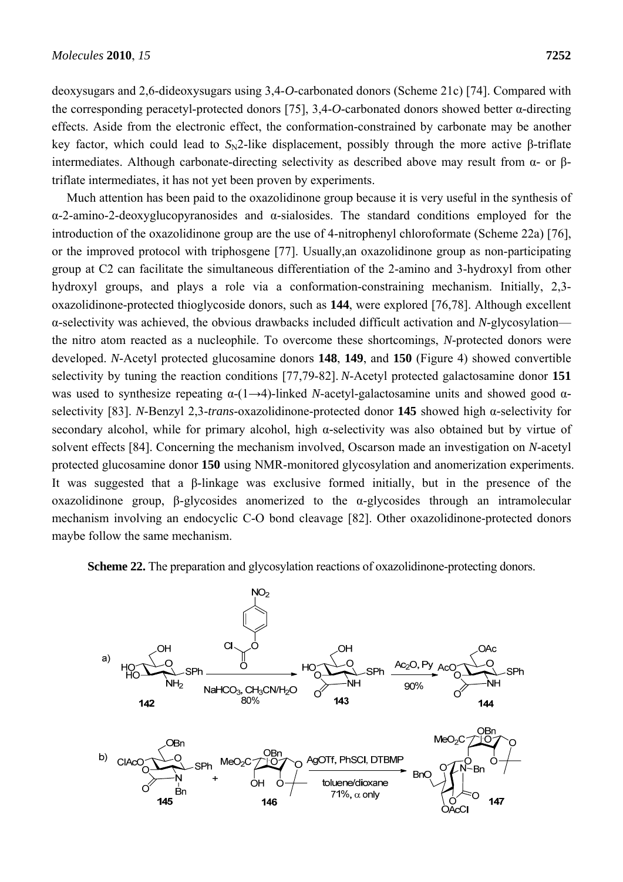deoxysugars and 2,6-dideoxysugars using 3,4-*O*-carbonated donors (Scheme 21c) [74]. Compared with the corresponding peracetyl-protected donors [75], 3,4-*O*-carbonated donors showed better α-directing effects. Aside from the electronic effect, the conformation-constrained by carbonate may be another key factor, which could lead to $S_N2$-like displacement, possibly through the more active β-triflate intermediates. Although carbonate-directing selectivity as described above may result from α- or β-triflate intermediates, it has not yet been proven by experiments.

Much attention has been paid to the oxazolidinone group because it is very useful in the synthesis of α-2-amino-2-deoxyglucopyranosides and α-sialosides. The standard conditions employed for the introduction of the oxazolidinone group are the use of 4-nitrophenyl chloroformate (Scheme 22a) [76], or the improved protocol with triphosgene [77]. Usually,an oxazolidinone group as non-participating group at C2 can facilitate the simultaneous differentiation of the 2-amino and 3-hydroxyl from other hydroxyl groups, and plays a role via a conformation-constraining mechanism. Initially, 2,3-oxazolidinone-protected thioglycoside donors, such as **144**, were explored [76,78]. Although excellent α-selectivity was achieved, the obvious drawbacks included difficult activation and *N*-glycosylation—the nitro atom reacted as a nucleophile. To overcome these shortcomings, *N*-protected donors were developed. *N*-Acetyl protected glucosamine donors **148**, **149**, and **150** (Figure 4) showed convertible selectivity by tuning the reaction conditions [77,79-82]. *N*-Acetyl protected galactosamine donor **151** was used to synthesize repeating α-(1→4)-linked *N*-acetyl-galactosamine units and showed good α-selectivity [83]. *N*-Benzyl 2,3-*trans*-oxazolidinone-protected donor **145** showed high α-selectivity for secondary alcohol, while for primary alcohol, high α-selectivity was also obtained but by virtue of solvent effects [84]. Concerning the mechanism involved, Oscarson made an investigation on *N*-acetyl protected glucosamine donor **150** using NMR-monitored glycosylation and anomerization experiments. It was suggested that a β-linkage was exclusive formed initially, but in the presence of the oxazolidinone group, β-glycosides anomerized to the α-glycosides through an intramolecular mechanism involving an endocyclic C-O bond cleavage [82]. Other oxazolidinone-protected donors maybe follow the same mechanism.

**Scheme 22.** The preparation and glycosylation reactions of oxazolidinone-protecting donors.

a) **142** → (4-nitrophenyl chloroformate, $NaHCO_3$, $CH_3CN/H_2O$, 80%) → **143** → ($Ac_2O$, Py, 90%) → **144**

b) **145** + **146** → (AgOTf, PhSCl, DTBMP, toluene/dioxane, 71%, α only) → **147**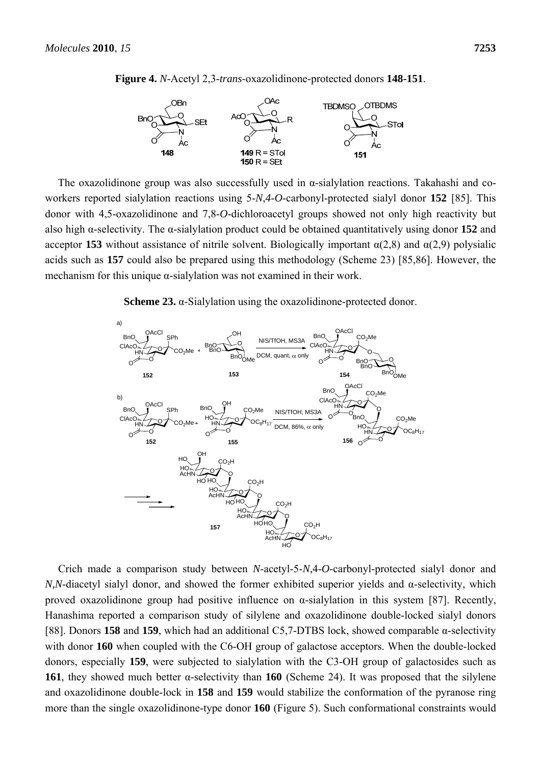**Figure 4.** *N*-Acetyl 2,3-*trans*-oxazolidinone-protected donors **148-151**.

The oxazolidinone group was also successfully used in α-sialylation reactions. Takahashi and co-workers reported sialylation reactions using 5-*N*,*4*-*O*-carbonyl-protected sialyl donor **152** [85]. This donor with 4,5-oxazolidinone and 7,8-*O*-dichloroacetyl groups showed not only high reactivity but also high α-selectivity. The α-sialylation product could be obtained quantitatively using donor **152** and acceptor **153** without assistance of nitrile solvent. Biologically important α(2,8) and α(2,9) polysialic acids such as **157** could also be prepared using this methodology (Scheme 23) [85,86]. However, the mechanism for this unique α-sialylation was not examined in their work.

**Scheme 23.** α-Sialylation using the oxazolidinone-protected donor.

Crich made a comparison study between *N*-acetyl-5-*N*,4-*O*-carbonyl-protected sialyl donor and *N,N*-diacetyl sialyl donor, and showed the former exhibited superior yields and α-selectivity, which proved oxazolidinone group had positive influence on α-sialylation in this system [87]. Recently, Hanashima reported a comparison study of silylene and oxazolidinone double-locked sialyl donors [88]. Donors **158** and **159**, which had an additional C5,7-DTBS lock, showed comparable α-selectivity with donor **160** when coupled with the C6-OH group of galactose acceptors. When the double-locked donors, especially **159**, were subjected to sialylation with the C3-OH group of galactosides such as **161**, they showed much better α-selectivity than **160** (Scheme 24). It was proposed that the silylene and oxazolidinone double-lock in **158** and **159** would stabilize the conformation of the pyranose ring more than the single oxazolidinone-type donor **160** (Figure 5). Such conformational constraints would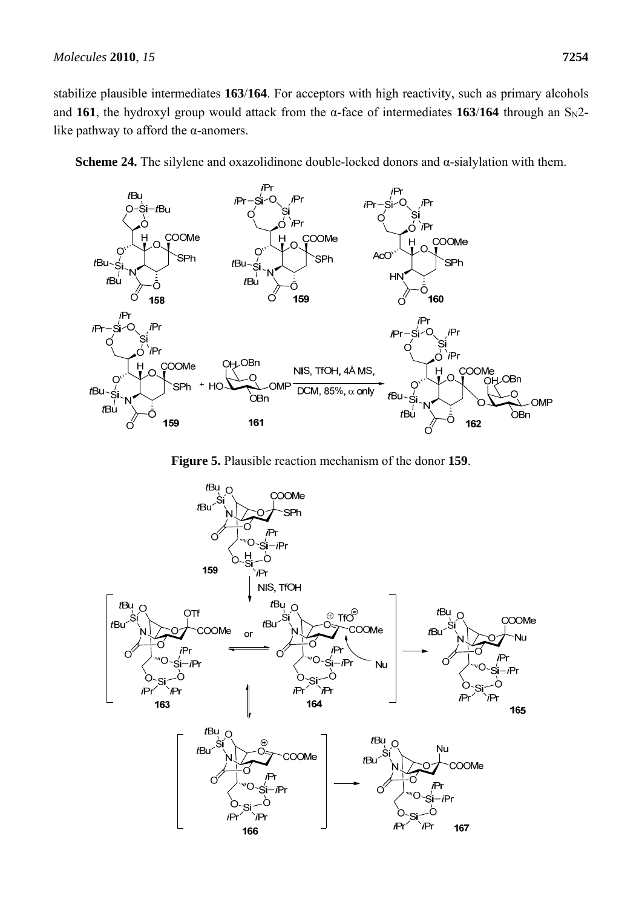stabilize plausible intermediates **163**/**164**. For acceptors with high reactivity, such as primary alcohols and **161**, the hydroxyl group would attack from the α-face of intermediates **163**/**164** through an $S_N2$-like pathway to afford the α-anomers.

**Scheme 24.** The silylene and oxazolidinone double-locked donors and α-sialylation with them.

**Figure 5.** Plausible reaction mechanism of the donor **159**.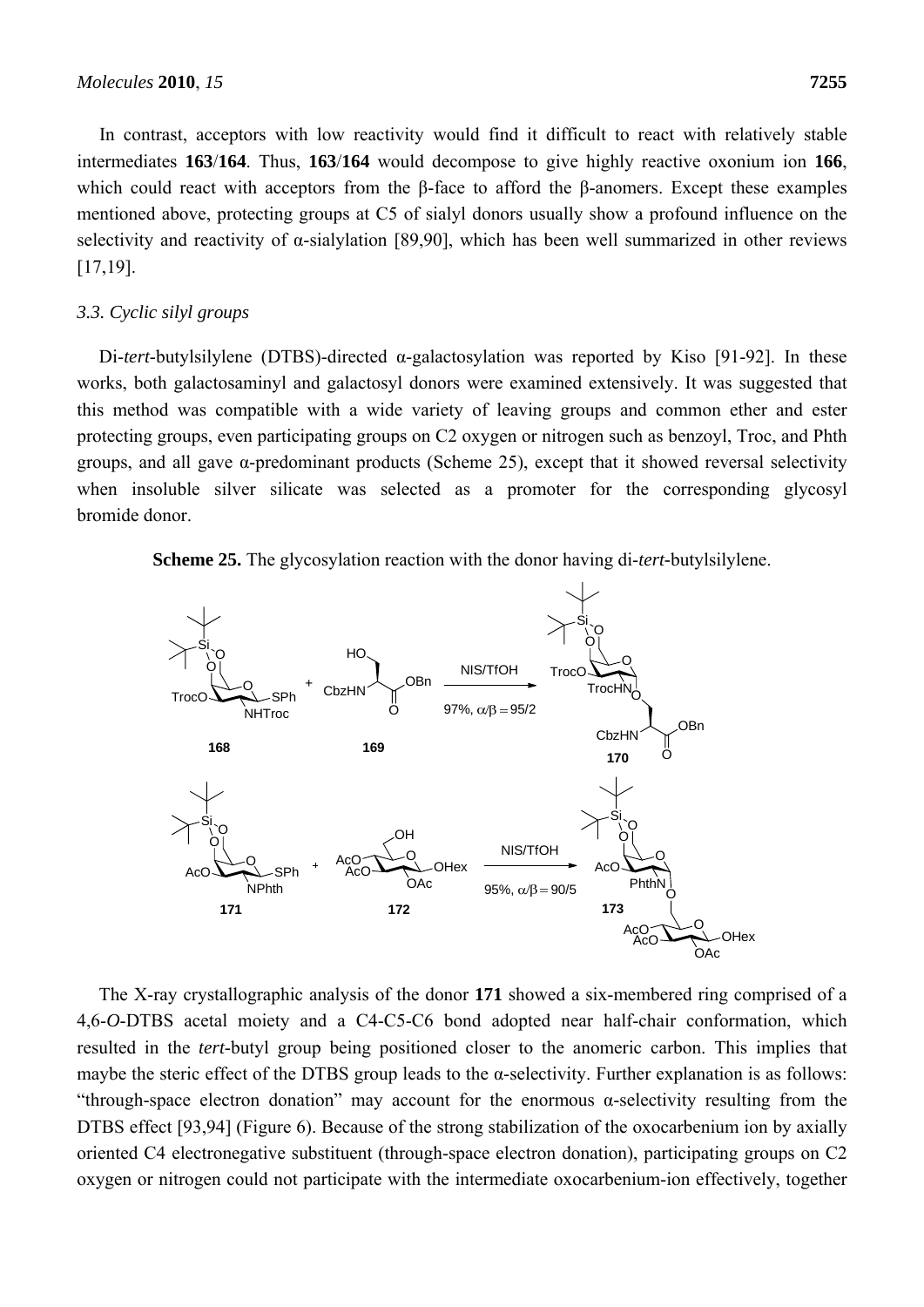In contrast, acceptors with low reactivity would find it difficult to react with relatively stable intermediates **163**/**164**. Thus, **163**/**164** would decompose to give highly reactive oxonium ion **166**, which could react with acceptors from the β-face to afford the β-anomers. Except these examples mentioned above, protecting groups at C5 of sialyl donors usually show a profound influence on the selectivity and reactivity of α-sialylation [89,90], which has been well summarized in other reviews [17,19].

### *3.3. Cyclic silyl groups*

Di-*tert*-butylsilylene (DTBS)-directed α-galactosylation was reported by Kiso [91-92]. In these works, both galactosaminyl and galactosyl donors were examined extensively. It was suggested that this method was compatible with a wide variety of leaving groups and common ether and ester protecting groups, even participating groups on C2 oxygen or nitrogen such as benzoyl, Troc, and Phth groups, and all gave α-predominant products (Scheme 25), except that it showed reversal selectivity when insoluble silver silicate was selected as a promoter for the corresponding glycosyl bromide donor.

**Scheme 25.** The glycosylation reaction with the donor having di-*tert*-butylsilylene.

The X-ray crystallographic analysis of the donor **171** showed a six-membered ring comprised of a 4,6-*O*-DTBS acetal moiety and a C4-C5-C6 bond adopted near half-chair conformation, which resulted in the *tert*-butyl group being positioned closer to the anomeric carbon. This implies that maybe the steric effect of the DTBS group leads to the α-selectivity. Further explanation is as follows: "through-space electron donation" may account for the enormous α-selectivity resulting from the DTBS effect [93,94] (Figure 6). Because of the strong stabilization of the oxocarbenium ion by axially oriented C4 electronegative substituent (through-space electron donation), participating groups on C2 oxygen or nitrogen could not participate with the intermediate oxocarbenium-ion effectively, together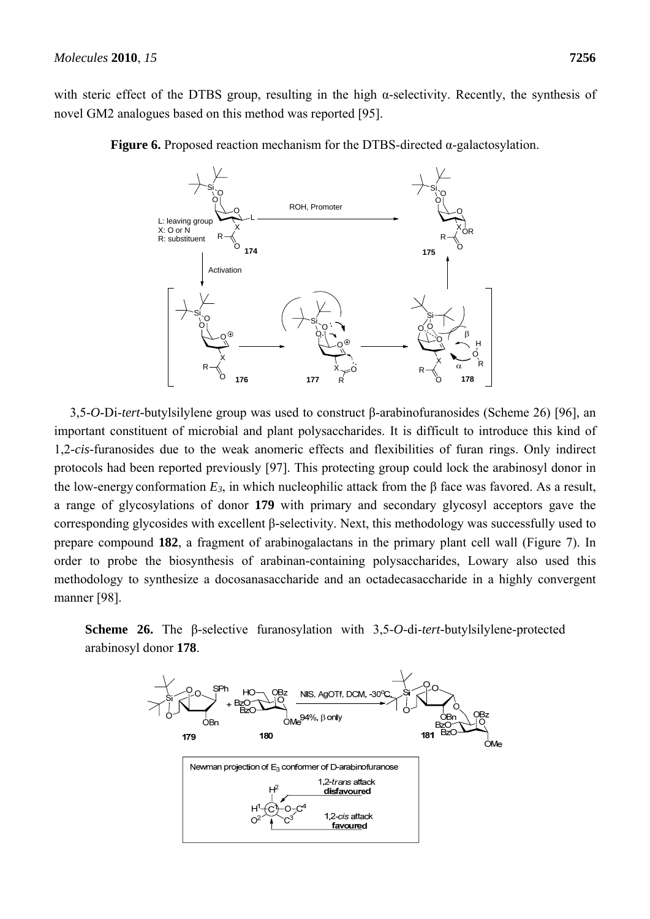with steric effect of the DTBS group, resulting in the high α-selectivity. Recently, the synthesis of novel GM2 analogues based on this method was reported [95].

**Figure 6.** Proposed reaction mechanism for the DTBS-directed α-galactosylation.

3,5-*O*-Di-*tert*-butylsilylene group was used to construct β-arabinofuranosides (Scheme 26) [96], an important constituent of microbial and plant polysaccharides. It is difficult to introduce this kind of 1,2-*cis*-furanosides due to the weak anomeric effects and flexibilities of furan rings. Only indirect protocols had been reported previously [97]. This protecting group could lock the arabinosyl donor in the low-energy conformation $E_3$, in which nucleophilic attack from the β face was favored. As a result, a range of glycosylations of donor **179** with primary and secondary glycosyl acceptors gave the corresponding glycosides with excellent β-selectivity. Next, this methodology was successfully used to prepare compound **182**, a fragment of arabinogalactans in the primary plant cell wall (Figure 7). In order to probe the biosynthesis of arabinan-containing polysaccharides, Lowary also used this methodology to synthesize a docosanasaccharide and an octadecasaccharide in a highly convergent manner [98].

**Scheme 26.** The β-selective furanosylation with 3,5-*O*-di-*tert*-butylsilylene-protected arabinosyl donor **178**.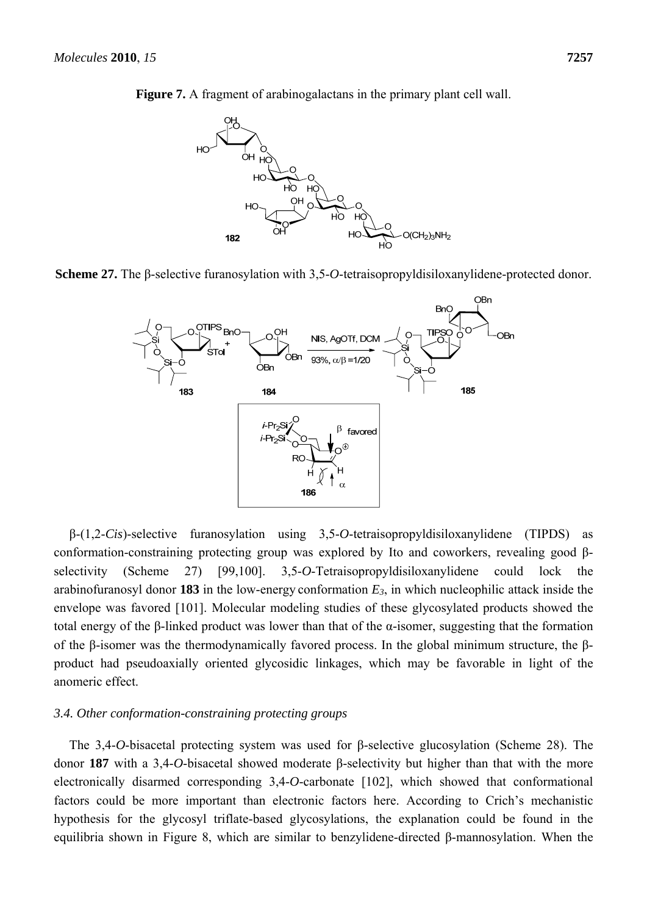**Figure 7.** A fragment of arabinogalactans in the primary plant cell wall.

**Scheme 27.** The β-selective furanosylation with 3,5-*O*-tetraisopropyldisiloxanylidene-protected donor.

β-(1,2-*Cis*)-selective furanosylation using 3,5-*O*-tetraisopropyldisiloxanylidene (TIPDS) as conformation-constraining protecting group was explored by Ito and coworkers, revealing good β-selectivity (Scheme 27) [99,100]. 3,5-*O*-Tetraisopropyldisiloxanylidene could lock the arabinofuranosyl donor **183** in the low-energy conformation $E_3$, in which nucleophilic attack inside the envelope was favored [101]. Molecular modeling studies of these glycosylated products showed the total energy of the β-linked product was lower than that of the α-isomer, suggesting that the formation of the β-isomer was the thermodynamically favored process. In the global minimum structure, the β-product had pseudoaxially oriented glycosidic linkages, which may be favorable in light of the anomeric effect.

### *3.4. Other conformation-constraining protecting groups*

The 3,4-*O*-bisacetal protecting system was used for β-selective glucosylation (Scheme 28). The donor **187** with a 3,4-*O*-bisacetal showed moderate β-selectivity but higher than that with the more electronically disarmed corresponding 3,4-*O*-carbonate [102], which showed that conformational factors could be more important than electronic factors here. According to Crich's mechanistic hypothesis for the glycosyl triflate-based glycosylations, the explanation could be found in the equilibria shown in Figure 8, which are similar to benzylidene-directed β-mannosylation. When the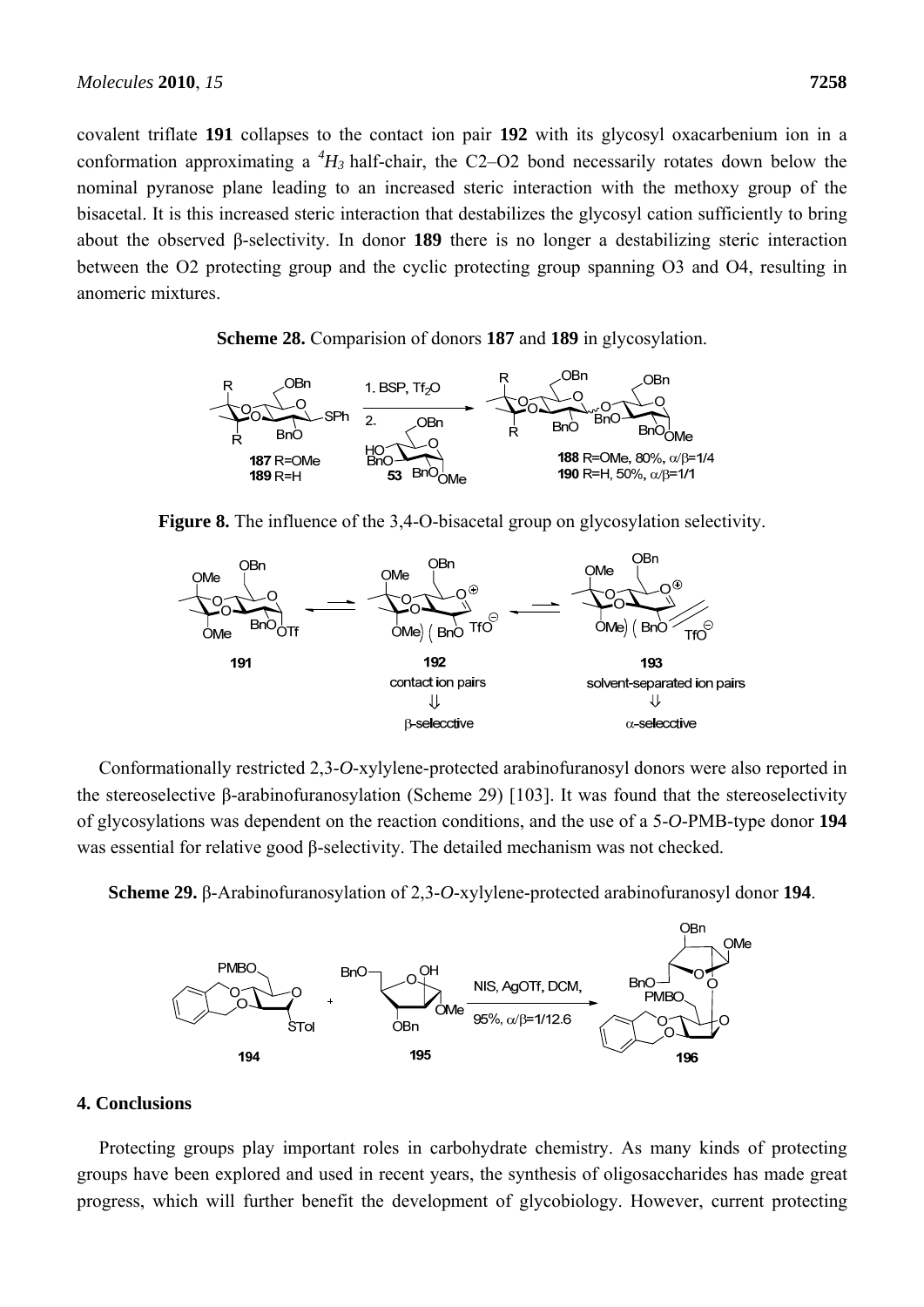covalent triflate **191** collapses to the contact ion pair **192** with its glycosyl oxacarbenium ion in a conformation approximating a $^{4}H_{3}$ half-chair, the C2–O2 bond necessarily rotates down below the nominal pyranose plane leading to an increased steric interaction with the methoxy group of the bisacetal. It is this increased steric interaction that destabilizes the glycosyl cation sufficiently to bring about the observed β-selectivity. In donor **189** there is no longer a destabilizing steric interaction between the O2 protecting group and the cyclic protecting group spanning O3 and O4, resulting in anomeric mixtures.

**Scheme 28.** Comparision of donors **187** and **189** in glycosylation.

**Figure 8.** The influence of the 3,4-O-bisacetal group on glycosylation selectivity.

Conformationally restricted 2,3-*O*-xylylene-protected arabinofuranosyl donors were also reported in the stereoselective β-arabinofuranosylation (Scheme 29) [103]. It was found that the stereoselectivity of glycosylations was dependent on the reaction conditions, and the use of a 5-*O*-PMB-type donor **194** was essential for relative good β-selectivity. The detailed mechanism was not checked.

**Scheme 29.** β-Arabinofuranosylation of 2,3-*O*-xylylene-protected arabinofuranosyl donor **194**.

## 4. Conclusions

Protecting groups play important roles in carbohydrate chemistry. As many kinds of protecting groups have been explored and used in recent years, the synthesis of oligosaccharides has made great progress, which will further benefit the development of glycobiology. However, current protecting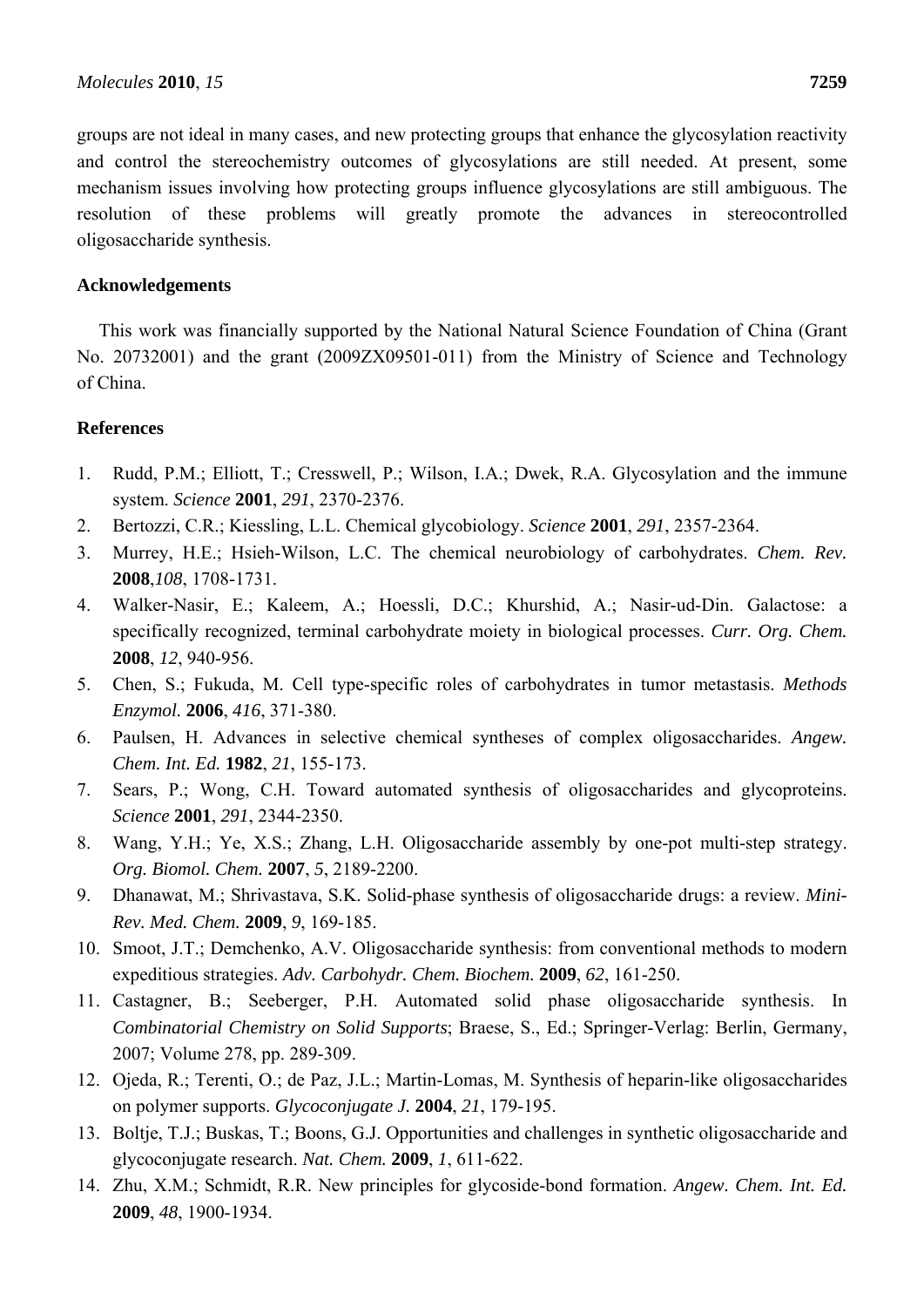groups are not ideal in many cases, and new protecting groups that enhance the glycosylation reactivity and control the stereochemistry outcomes of glycosylations are still needed. At present, some mechanism issues involving how protecting groups influence glycosylations are still ambiguous. The resolution of these problems will greatly promote the advances in stereocontrolled oligosaccharide synthesis.

## Acknowledgements

This work was financially supported by the National Natural Science Foundation of China (Grant No. 20732001) and the grant (2009ZX09501-011) from the Ministry of Science and Technology of China.

## References

1. Rudd, P.M.; Elliott, T.; Cresswell, P.; Wilson, I.A.; Dwek, R.A. Glycosylation and the immune system. *Science* **2001**, *291*, 2370-2376.
2. Bertozzi, C.R.; Kiessling, L.L. Chemical glycobiology. *Science* **2001**, *291*, 2357-2364.
3. Murrey, H.E.; Hsieh-Wilson, L.C. The chemical neurobiology of carbohydrates. *Chem. Rev.* **2008**,*108*, 1708-1731.
4. Walker-Nasir, E.; Kaleem, A.; Hoessli, D.C.; Khurshid, A.; Nasir-ud-Din. Galactose: a specifically recognized, terminal carbohydrate moiety in biological processes. *Curr. Org. Chem.* **2008**, *12*, 940-956.
5. Chen, S.; Fukuda, M. Cell type-specific roles of carbohydrates in tumor metastasis. *Methods Enzymol.* **2006**, *416*, 371-380.
6. Paulsen, H. Advances in selective chemical syntheses of complex oligosaccharides. *Angew. Chem. Int. Ed.* **1982**, *21*, 155-173.
7. Sears, P.; Wong, C.H. Toward automated synthesis of oligosaccharides and glycoproteins. *Science* **2001**, *291*, 2344-2350.
8. Wang, Y.H.; Ye, X.S.; Zhang, L.H. Oligosaccharide assembly by one-pot multi-step strategy. *Org. Biomol. Chem.* **2007**, *5*, 2189-2200.
9. Dhanawat, M.; Shrivastava, S.K. Solid-phase synthesis of oligosaccharide drugs: a review. *Mini-Rev. Med. Chem.* **2009**, *9*, 169-185.
10. Smoot, J.T.; Demchenko, A.V. Oligosaccharide synthesis: from conventional methods to modern expeditious strategies. *Adv. Carbohydr. Chem. Biochem.* **2009**, *62*, 161-250.
11. Castagner, B.; Seeberger, P.H. Automated solid phase oligosaccharide synthesis. In *Combinatorial Chemistry on Solid Supports*; Braese, S., Ed.; Springer-Verlag: Berlin, Germany, 2007; Volume 278, pp. 289-309.
12. Ojeda, R.; Terenti, O.; de Paz, J.L.; Martin-Lomas, M. Synthesis of heparin-like oligosaccharides on polymer supports. *Glycoconjugate J.* **2004**, *21*, 179-195.
13. Boltje, T.J.; Buskas, T.; Boons, G.J. Opportunities and challenges in synthetic oligosaccharide and glycoconjugate research. *Nat. Chem.* **2009**, *1*, 611-622.
14. Zhu, X.M.; Schmidt, R.R. New principles for glycoside-bond formation. *Angew. Chem. Int. Ed.* **2009**, *48*, 1900-1934.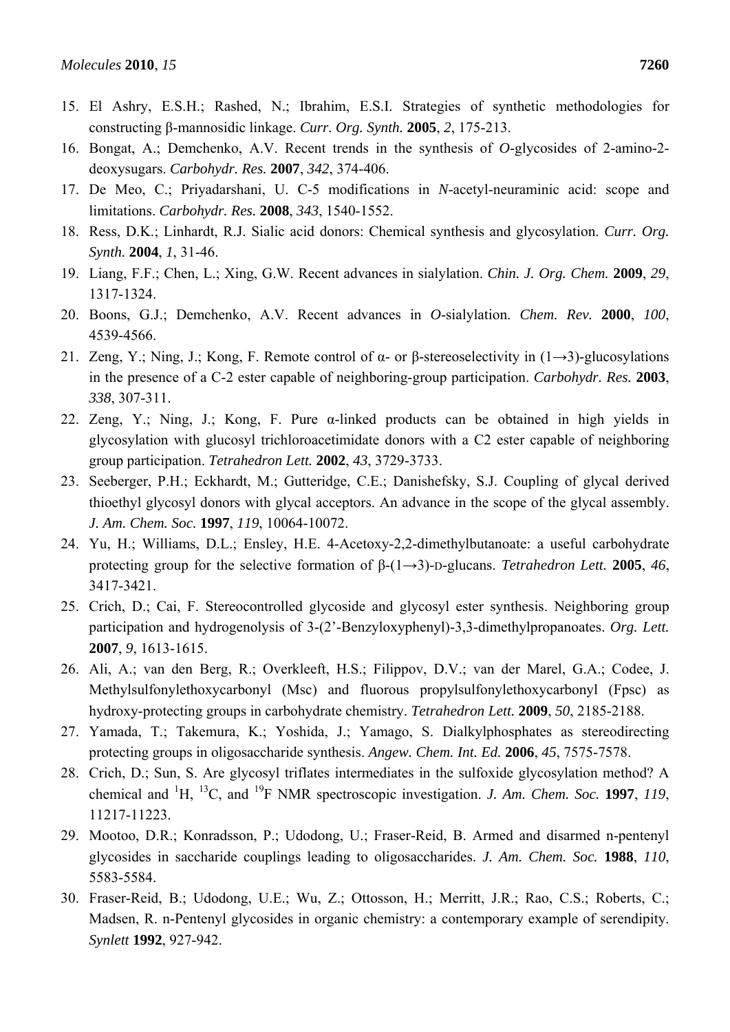15. El Ashry, E.S.H.; Rashed, N.; Ibrahim, E.S.I. Strategies of synthetic methodologies for constructing β-mannosidic linkage. *Curr. Org. Synth.* **2005**, *2*, 175-213.
16. Bongat, A.; Demchenko, A.V. Recent trends in the synthesis of *O*-glycosides of 2-amino-2-deoxysugars. *Carbohydr. Res.* **2007**, *342*, 374-406.
17. De Meo, C.; Priyadarshani, U. C-5 modifications in *N*-acetyl-neuraminic acid: scope and limitations. *Carbohydr. Res.* **2008**, *343*, 1540-1552.
18. Ress, D.K.; Linhardt, R.J. Sialic acid donors: Chemical synthesis and glycosylation. *Curr. Org. Synth.* **2004**, *1*, 31-46.
19. Liang, F.F.; Chen, L.; Xing, G.W. Recent advances in sialylation. *Chin. J. Org. Chem.* **2009**, *29*, 1317-1324.
20. Boons, G.J.; Demchenko, A.V. Recent advances in *O*-sialylation. *Chem. Rev.* **2000**, *100*, 4539-4566.
21. Zeng, Y.; Ning, J.; Kong, F. Remote control of α- or β-stereoselectivity in (1→3)-glucosylations in the presence of a C-2 ester capable of neighboring-group participation. *Carbohydr. Res.* **2003**, *338*, 307-311.
22. Zeng, Y.; Ning, J.; Kong, F. Pure α-linked products can be obtained in high yields in glycosylation with glucosyl trichloroacetimidate donors with a C2 ester capable of neighboring group participation. *Tetrahedron Lett.* **2002**, *43*, 3729-3733.
23. Seeberger, P.H.; Eckhardt, M.; Gutteridge, C.E.; Danishefsky, S.J. Coupling of glycal derived thioethyl glycosyl donors with glycal acceptors. An advance in the scope of the glycal assembly. *J. Am. Chem. Soc.* **1997**, *119*, 10064-10072.
24. Yu, H.; Williams, D.L.; Ensley, H.E. 4-Acetoxy-2,2-dimethylbutanoate: a useful carbohydrate protecting group for the selective formation of β-(1→3)-D-glucans. *Tetrahedron Lett.* **2005**, *46*, 3417-3421.
25. Crich, D.; Cai, F. Stereocontrolled glycoside and glycosyl ester synthesis. Neighboring group participation and hydrogenolysis of 3-(2'-Benzyloxyphenyl)-3,3-dimethylpropanoates. *Org. Lett.* **2007**, *9*, 1613-1615.
26. Ali, A.; van den Berg, R.; Overkleeft, H.S.; Filippov, D.V.; van der Marel, G.A.; Codee, J. Methylsulfonylethoxycarbonyl (Msc) and fluorous propylsulfonylethoxycarbonyl (Fpsc) as hydroxy-protecting groups in carbohydrate chemistry. *Tetrahedron Lett.* **2009**, *50*, 2185-2188.
27. Yamada, T.; Takemura, K.; Yoshida, J.; Yamago, S. Dialkylphosphates as stereodirecting protecting groups in oligosaccharide synthesis. *Angew. Chem. Int. Ed.* **2006**, *45*, 7575-7578.
28. Crich, D.; Sun, S. Are glycosyl triflates intermediates in the sulfoxide glycosylation method? A chemical and $^{1}$H, $^{13}$C, and $^{19}$F NMR spectroscopic investigation. *J. Am. Chem. Soc.* **1997**, *119*, 11217-11223.
29. Mootoo, D.R.; Konradsson, P.; Udodong, U.; Fraser-Reid, B. Armed and disarmed n-pentenyl glycosides in saccharide couplings leading to oligosaccharides. *J. Am. Chem. Soc.* **1988**, *110*, 5583-5584.
30. Fraser-Reid, B.; Udodong, U.E.; Wu, Z.; Ottosson, H.; Merritt, J.R.; Rao, C.S.; Roberts, C.; Madsen, R. n-Pentenyl glycosides in organic chemistry: a contemporary example of serendipity. *Synlett* **1992**, 927-942.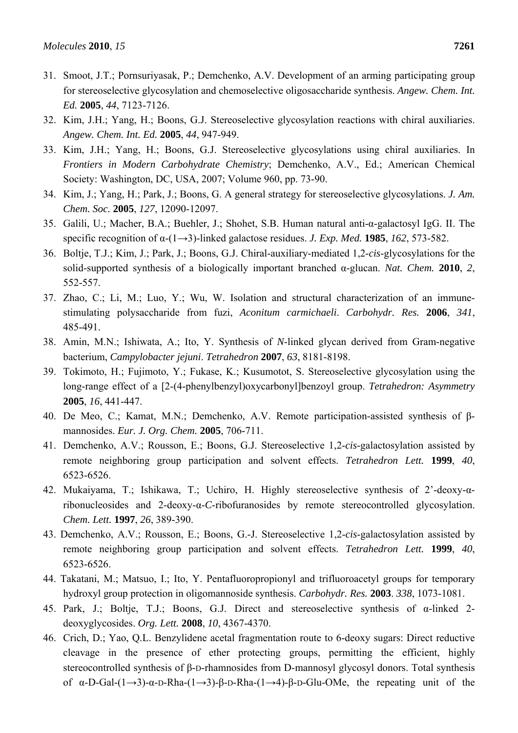31. Smoot, J.T.; Pornsuriyasak, P.; Demchenko, A.V. Development of an arming participating group for stereoselective glycosylation and chemoselective oligosaccharide synthesis. *Angew. Chem. Int. Ed.* **2005**, *44*, 7123-7126.
32. Kim, J.H.; Yang, H.; Boons, G.J. Stereoselective glycosylation reactions with chiral auxiliaries. *Angew. Chem. Int. Ed.* **2005**, *44*, 947-949.
33. Kim, J.H.; Yang, H.; Boons, G.J. Stereoselective glycosylations using chiral auxiliaries. In *Frontiers in Modern Carbohydrate Chemistry*; Demchenko, A.V., Ed.; American Chemical Society: Washington, DC, USA, 2007; Volume 960, pp. 73-90.
34. Kim, J.; Yang, H.; Park, J.; Boons, G. A general strategy for stereoselective glycosylations. *J. Am. Chem. Soc.* **2005**, *127*, 12090-12097.
35. Galili, U.; Macher, B.A.; Buehler, J.; Shohet, S.B. Human natural anti-α-galactosyl IgG. II. The specific recognition of α-(1→3)-linked galactose residues. *J. Exp. Med.* **1985**, *162*, 573-582.
36. Boltje, T.J.; Kim, J.; Park, J.; Boons, G.J. Chiral-auxiliary-mediated 1,2-*cis*-glycosylations for the solid-supported synthesis of a biologically important branched α-glucan. *Nat. Chem.* **2010**, *2*, 552-557.
37. Zhao, C.; Li, M.; Luo, Y.; Wu, W. Isolation and structural characterization of an immune-stimulating polysaccharide from fuzi, *Aconitum carmichaeli*. *Carbohydr. Res.* **2006**, *341*, 485-491.
38. Amin, M.N.; Ishiwata, A.; Ito, Y. Synthesis of *N*-linked glycan derived from Gram-negative bacterium, *Campylobacter jejuni*. *Tetrahedron* **2007**, *63*, 8181-8198.
39. Tokimoto, H.; Fujimoto, Y.; Fukase, K.; Kusumotot, S. Stereoselective glycosylation using the long-range effect of a [2-(4-phenylbenzyl)oxycarbonyl]benzoyl group. *Tetrahedron: Asymmetry* **2005**, *16*, 441-447.
40. De Meo, C.; Kamat, M.N.; Demchenko, A.V. Remote participation-assisted synthesis of β-mannosides. *Eur. J. Org. Chem.* **2005**, 706-711.
41. Demchenko, A.V.; Rousson, E.; Boons, G.J. Stereoselective 1,2-*cis*-galactosylation assisted by remote neighboring group participation and solvent effects. *Tetrahedron Lett.* **1999**, *40*, 6523-6526.
42. Mukaiyama, T.; Ishikawa, T.; Uchiro, H. Highly stereoselective synthesis of 2'-deoxy-α-ribonucleosides and 2-deoxy-α-*C*-ribofuranosides by remote stereocontrolled glycosylation. *Chem. Lett.* **1997**, *26*, 389-390.
43. Demchenko, A.V.; Rousson, E.; Boons, G.-J. Stereoselective 1,2-*cis*-galactosylation assisted by remote neighboring group participation and solvent effects. *Tetrahedron Lett.* **1999**, *40*, 6523-6526.
44. Takatani, M.; Matsuo, I.; Ito, Y. Pentafluoropropionyl and trifluoroacetyl groups for temporary hydroxyl group protection in oligomannoside synthesis. *Carbohydr. Res.* **2003**. *338*, 1073-1081.
45. Park, J.; Boltje, T.J.; Boons, G.J. Direct and stereoselective synthesis of α-linked 2-deoxyglycosides. *Org. Lett.* **2008**, *10*, 4367-4370.
46. Crich, D.; Yao, Q.L. Benzylidene acetal fragmentation route to 6-deoxy sugars: Direct reductive cleavage in the presence of ether protecting groups, permitting the efficient, highly stereocontrolled synthesis of β-D-rhamnosides from D-mannosyl glycosyl donors. Total synthesis of α-D-Gal-(1→3)-α-D-Rha-(1→3)-β-D-Rha-(1→4)-β-D-Glu-OMe, the repeating unit of the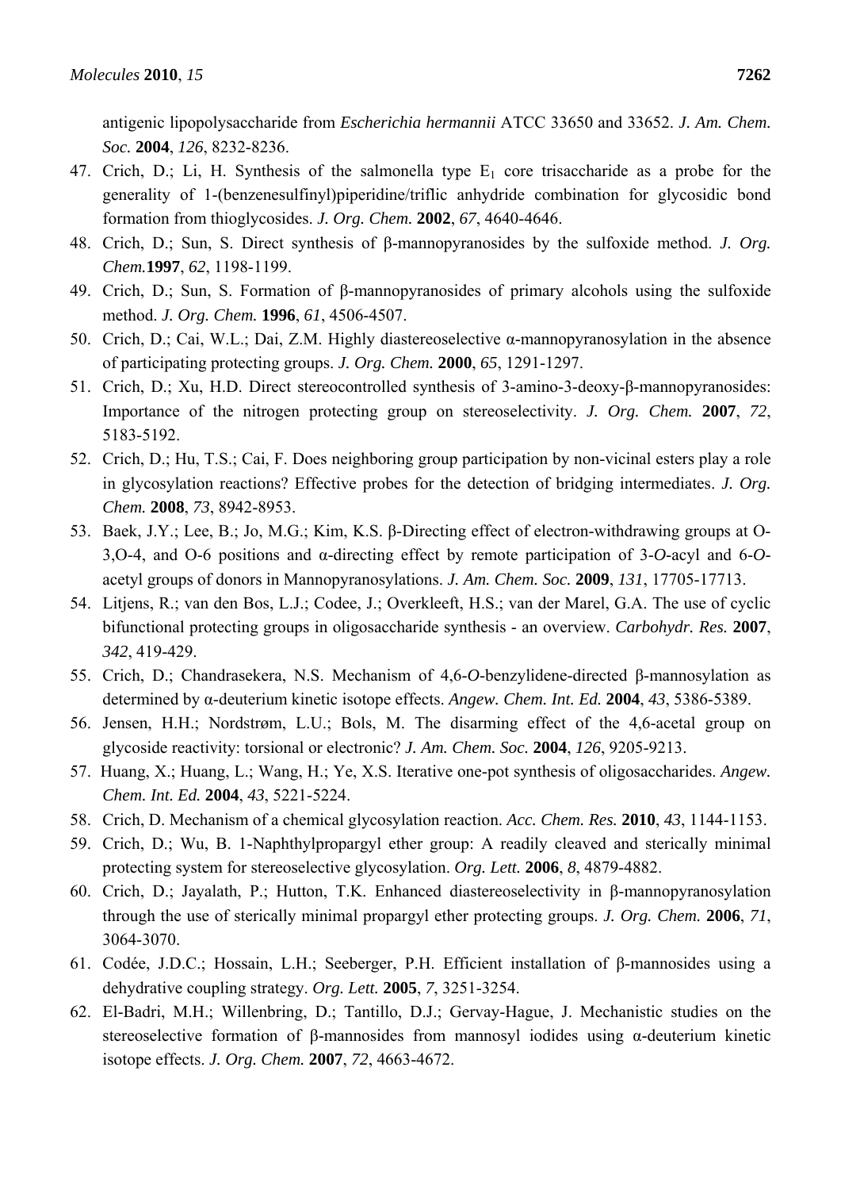antigenic lipopolysaccharide from *Escherichia hermannii* ATCC 33650 and 33652. *J. Am. Chem. Soc.* **2004**, *126*, 8232-8236.

47. Crich, D.; Li, H. Synthesis of the salmonella type $E_1$ core trisaccharide as a probe for the generality of 1-(benzenesulfinyl)piperidine/triflic anhydride combination for glycosidic bond formation from thioglycosides. *J. Org. Chem.* **2002**, *67*, 4640-4646.
48. Crich, D.; Sun, S. Direct synthesis of β-mannopyranosides by the sulfoxide method. *J. Org. Chem.* **1997**, *62*, 1198-1199.
49. Crich, D.; Sun, S. Formation of β-mannopyranosides of primary alcohols using the sulfoxide method. *J. Org. Chem.* **1996**, *61*, 4506-4507.
50. Crich, D.; Cai, W.L.; Dai, Z.M. Highly diastereoselective α-mannopyranosylation in the absence of participating protecting groups. *J. Org. Chem.* **2000**, *65*, 1291-1297.
51. Crich, D.; Xu, H.D. Direct stereocontrolled synthesis of 3-amino-3-deoxy-β-mannopyranosides: Importance of the nitrogen protecting group on stereoselectivity. *J. Org. Chem.* **2007**, *72*, 5183-5192.
52. Crich, D.; Hu, T.S.; Cai, F. Does neighboring group participation by non-vicinal esters play a role in glycosylation reactions? Effective probes for the detection of bridging intermediates. *J. Org. Chem.* **2008**, *73*, 8942-8953.
53. Baek, J.Y.; Lee, B.; Jo, M.G.; Kim, K.S. β-Directing effect of electron-withdrawing groups at O-3,O-4, and O-6 positions and α-directing effect by remote participation of 3-*O*-acyl and 6-*O*-acetyl groups of donors in Mannopyranosylations. *J. Am. Chem. Soc.* **2009**, *131*, 17705-17713.
54. Litjens, R.; van den Bos, L.J.; Codee, J.; Overkleeft, H.S.; van der Marel, G.A. The use of cyclic bifunctional protecting groups in oligosaccharide synthesis - an overview. *Carbohydr. Res.* **2007**, *342*, 419-429.
55. Crich, D.; Chandrasekera, N.S. Mechanism of 4,6-*O*-benzylidene-directed β-mannosylation as determined by α-deuterium kinetic isotope effects. *Angew. Chem. Int. Ed.* **2004**, *43*, 5386-5389.
56. Jensen, H.H.; Nordstrøm, L.U.; Bols, M. The disarming effect of the 4,6-acetal group on glycoside reactivity: torsional or electronic? *J. Am. Chem. Soc.* **2004**, *126*, 9205-9213.
57. Huang, X.; Huang, L.; Wang, H.; Ye, X.S. Iterative one-pot synthesis of oligosaccharides. *Angew. Chem. Int. Ed.* **2004**, *43*, 5221-5224.
58. Crich, D. Mechanism of a chemical glycosylation reaction. *Acc. Chem. Res.* **2010**, *43*, 1144-1153.
59. Crich, D.; Wu, B. 1-Naphthylpropargyl ether group: A readily cleaved and sterically minimal protecting system for stereoselective glycosylation. *Org. Lett.* **2006**, *8*, 4879-4882.
60. Crich, D.; Jayalath, P.; Hutton, T.K. Enhanced diastereoselectivity in β-mannopyranosylation through the use of sterically minimal propargyl ether protecting groups. *J. Org. Chem.* **2006**, *71*, 3064-3070.
61. Codée, J.D.C.; Hossain, L.H.; Seeberger, P.H. Efficient installation of β-mannosides using a dehydrative coupling strategy. *Org. Lett.* **2005**, *7*, 3251-3254.
62. El-Badri, M.H.; Willenbring, D.; Tantillo, D.J.; Gervay-Hague, J. Mechanistic studies on the stereoselective formation of β-mannosides from mannosyl iodides using α-deuterium kinetic isotope effects. *J. Org. Chem.* **2007**, *72*, 4663-4672.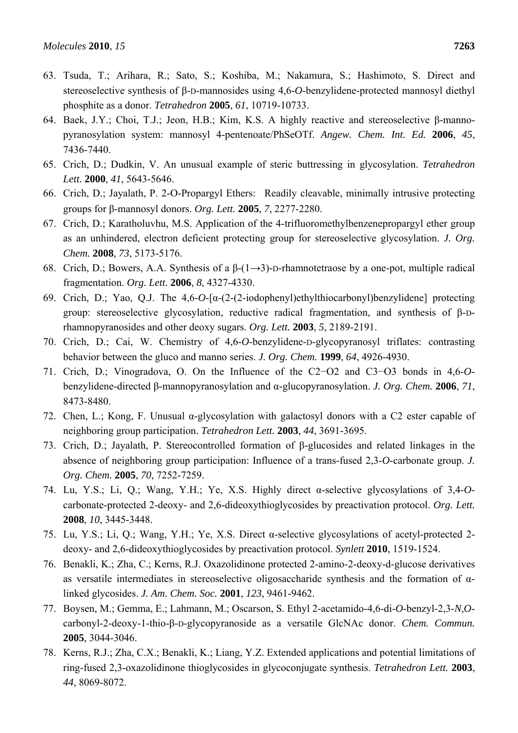63. Tsuda, T.; Arihara, R.; Sato, S.; Koshiba, M.; Nakamura, S.; Hashimoto, S. Direct and stereoselective synthesis of β-D-mannosides using 4,6-*O*-benzylidene-protected mannosyl diethyl phosphite as a donor. *Tetrahedron* **2005**, *61*, 10719-10733.
64. Baek, J.Y.; Choi, T.J.; Jeon, H.B.; Kim, K.S. A highly reactive and stereoselective β-mannopyranosylation system: mannosyl 4-pentenoate/PhSeOTf. *Angew. Chem. Int. Ed.* **2006**, *45*, 7436-7440.
65. Crich, D.; Dudkin, V. An unusual example of steric buttressing in glycosylation. *Tetrahedron Lett.* **2000**, *41*, 5643-5646.
66. Crich, D.; Jayalath, P. 2-O-Propargyl Ethers: Readily cleavable, minimally intrusive protecting groups for β-mannosyl donors. *Org. Lett.* **2005**, *7*, 2277-2280.
67. Crich, D.; Karatholuvhu, M.S. Application of the 4-trifluoromethylbenzenepropargyl ether group as an unhindered, electron deficient protecting group for stereoselective glycosylation. *J. Org. Chem.* **2008**, *73*, 5173-5176.
68. Crich, D.; Bowers, A.A. Synthesis of a β-(1→3)-D-rhamnotetraose by a one-pot, multiple radical fragmentation. *Org. Lett.* **2006**, *8*, 4327-4330.
69. Crich, D.; Yao, Q.J. The 4,6-*O*-[α-(2-(2-iodophenyl)ethylthiocarbonyl)benzylidene] protecting group: stereoselective glycosylation, reductive radical fragmentation, and synthesis of β-D-rhamnopyranosides and other deoxy sugars. *Org. Lett.* **2003**, *5*, 2189-2191.
70. Crich, D.; Cai, W. Chemistry of 4,6-*O*-benzylidene-D-glycopyranosyl triflates: contrasting behavior between the gluco and manno series. *J. Org. Chem.* **1999**, *64*, 4926-4930.
71. Crich, D.; Vinogradova, O. On the Influence of the C2−O2 and C3−O3 bonds in 4,6-*O*-benzylidene-directed β-mannopyranosylation and α-glucopyranosylation. *J. Org. Chem.* **2006**, *71*, 8473-8480.
72. Chen, L.; Kong, F. Unusual α-glycosylation with galactosyl donors with a C2 ester capable of neighboring group participation. *Tetrahedron Lett.* **2003**, *44*, 3691-3695.
73. Crich, D.; Jayalath, P. Stereocontrolled formation of β-glucosides and related linkages in the absence of neighboring group participation: Influence of a trans-fused 2,3-*O*-carbonate group. *J. Org. Chem.* **2005**, *70*, 7252-7259.
74. Lu, Y.S.; Li, Q.; Wang, Y.H.; Ye, X.S. Highly direct α-selective glycosylations of 3,4-*O*-carbonate-protected 2-deoxy- and 2,6-dideoxythioglycosides by preactivation protocol. *Org. Lett.* **2008**, *10*, 3445-3448.
75. Lu, Y.S.; Li, Q.; Wang, Y.H.; Ye, X.S. Direct α-selective glycosylations of acetyl-protected 2-deoxy- and 2,6-dideoxythioglycosides by preactivation protocol. *Synlett* **2010**, 1519-1524.
76. Benakli, K.; Zha, C.; Kerns, R.J. Oxazolidinone protected 2-amino-2-deoxy-d-glucose derivatives as versatile intermediates in stereoselective oligosaccharide synthesis and the formation of α-linked glycosides. *J. Am. Chem. Soc.* **2001**, *123*, 9461-9462.
77. Boysen, M.; Gemma, E.; Lahmann, M.; Oscarson, S. Ethyl 2-acetamido-4,6-di-*O*-benzyl-2,3-*N*,*O*-carbonyl-2-deoxy-1-thio-β-D-glycopyranoside as a versatile GlcNAc donor. *Chem. Commun.* **2005**, 3044-3046.
78. Kerns, R.J.; Zha, C.X.; Benakli, K.; Liang, Y.Z. Extended applications and potential limitations of ring-fused 2,3-oxazolidinone thioglycosides in glycoconjugate synthesis. *Tetrahedron Lett.* **2003**, *44*, 8069-8072.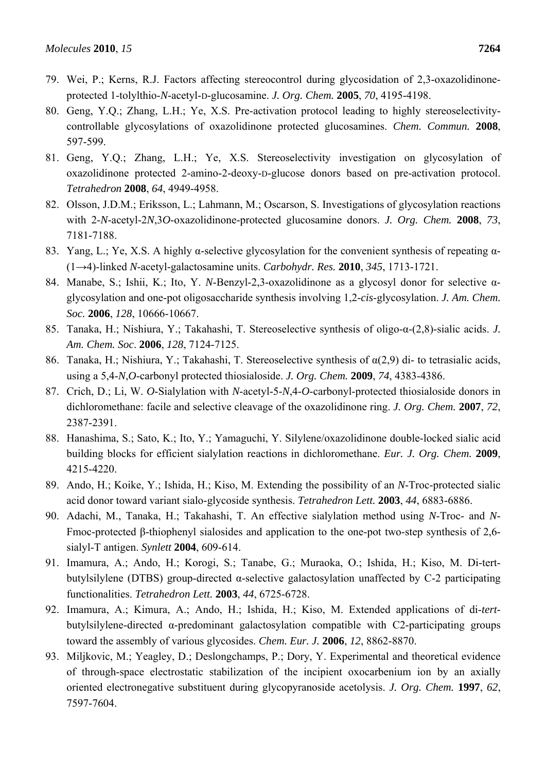79. Wei, P.; Kerns, R.J. Factors affecting stereocontrol during glycosidation of 2,3-oxazolidinone-protected 1-tolylthio-*N*-acetyl-D-glucosamine. *J. Org. Chem.* **2005**, *70*, 4195-4198.
80. Geng, Y.Q.; Zhang, L.H.; Ye, X.S. Pre-activation protocol leading to highly stereoselectivity-controllable glycosylations of oxazolidinone protected glucosamines. *Chem. Commun.* **2008**, 597-599.
81. Geng, Y.Q.; Zhang, L.H.; Ye, X.S. Stereoselectivity investigation on glycosylation of oxazolidinone protected 2-amino-2-deoxy-D-glucose donors based on pre-activation protocol. *Tetrahedron* **2008**, *64*, 4949-4958.
82. Olsson, J.D.M.; Eriksson, L.; Lahmann, M.; Oscarson, S. Investigations of glycosylation reactions with 2-*N*-acetyl-2*N*,3*O*-oxazolidinone-protected glucosamine donors. *J. Org. Chem.* **2008**, *73*, 7181-7188.
83. Yang, L.; Ye, X.S. A highly α-selective glycosylation for the convenient synthesis of repeating α-(1→4)-linked *N*-acetyl-galactosamine units. *Carbohydr. Res.* **2010**, *345*, 1713-1721.
84. Manabe, S.; Ishii, K.; Ito, Y. *N*-Benzyl-2,3-oxazolidinone as a glycosyl donor for selective α-glycosylation and one-pot oligosaccharide synthesis involving 1,2-*cis*-glycosylation. *J. Am. Chem. Soc.* **2006**, *128*, 10666-10667.
85. Tanaka, H.; Nishiura, Y.; Takahashi, T. Stereoselective synthesis of oligo-α-(2,8)-sialic acids. *J. Am. Chem. Soc*. **2006**, *128*, 7124-7125.
86. Tanaka, H.; Nishiura, Y.; Takahashi, T. Stereoselective synthesis of α(2,9) di- to tetrasialic acids, using a 5,4-*N*,*O*-carbonyl protected thiosialoside. *J. Org. Chem.* **2009**, *74*, 4383-4386.
87. Crich, D.; Li, W. *O*-Sialylation with *N*-acetyl-5-*N*,4-*O*-carbonyl-protected thiosialoside donors in dichloromethane: facile and selective cleavage of the oxazolidinone ring. *J. Org. Chem.* **2007**, *72*, 2387-2391.
88. Hanashima, S.; Sato, K.; Ito, Y.; Yamaguchi, Y. Silylene/oxazolidinone double-locked sialic acid building blocks for efficient sialylation reactions in dichloromethane. *Eur. J. Org. Chem.* **2009**, 4215-4220.
89. Ando, H.; Koike, Y.; Ishida, H.; Kiso, M. Extending the possibility of an *N*-Troc-protected sialic acid donor toward variant sialo-glycoside synthesis. *Tetrahedron Lett.* **2003**, *44*, 6883-6886.
90. Adachi, M., Tanaka, H.; Takahashi, T. An effective sialylation method using *N*-Troc- and *N*-Fmoc-protected β-thiophenyl sialosides and application to the one-pot two-step synthesis of 2,6-sialyl-T antigen. *Synlett* **2004**, 609-614.
91. Imamura, A.; Ando, H.; Korogi, S.; Tanabe, G.; Muraoka, O.; Ishida, H.; Kiso, M. Di-tert-butylsilylene (DTBS) group-directed α-selective galactosylation unaffected by C-2 participating functionalities. *Tetrahedron Lett.* **2003**, *44*, 6725-6728.
92. Imamura, A.; Kimura, A.; Ando, H.; Ishida, H.; Kiso, M. Extended applications of di-*tert*-butylsilylene-directed α-predominant galactosylation compatible with C2-participating groups toward the assembly of various glycosides. *Chem. Eur. J.* **2006**, *12*, 8862-8870.
93. Miljkovic, M.; Yeagley, D.; Deslongchamps, P.; Dory, Y. Experimental and theoretical evidence of through-space electrostatic stabilization of the incipient oxocarbenium ion by an axially oriented electronegative substituent during glycopyranoside acetolysis. *J. Org. Chem.* **1997**, *62*, 7597-7604.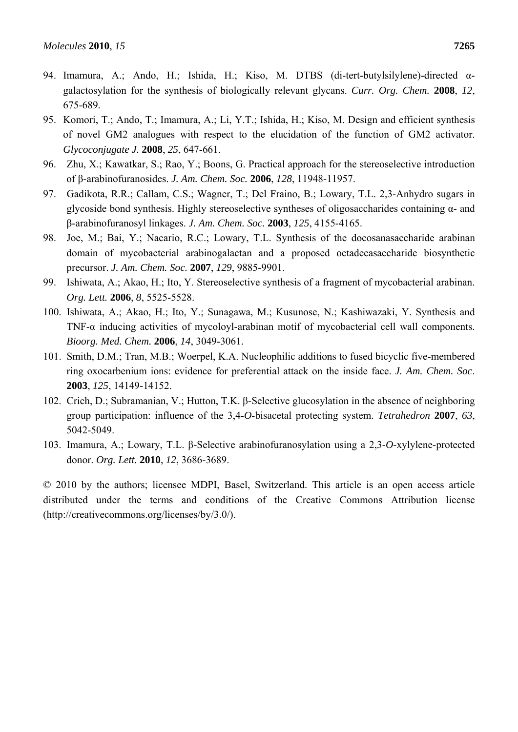94. Imamura, A.; Ando, H.; Ishida, H.; Kiso, M. DTBS (di-tert-butylsilylene)-directed α-galactosylation for the synthesis of biologically relevant glycans. *Curr. Org. Chem.* **2008**, *12*, 675-689.
95. Komori, T.; Ando, T.; Imamura, A.; Li, Y.T.; Ishida, H.; Kiso, M. Design and efficient synthesis of novel GM2 analogues with respect to the elucidation of the function of GM2 activator. *Glycoconjugate J.* **2008**, *25*, 647-661.
96. Zhu, X.; Kawatkar, S.; Rao, Y.; Boons, G. Practical approach for the stereoselective introduction of β-arabinofuranosides. *J. Am. Chem. Soc.* **2006**, *128*, 11948-11957.
97. Gadikota, R.R.; Callam, C.S.; Wagner, T.; Del Fraino, B.; Lowary, T.L. 2,3-Anhydro sugars in glycoside bond synthesis. Highly stereoselective syntheses of oligosaccharides containing α- and β-arabinofuranosyl linkages. *J. Am. Chem. Soc.* **2003**, *125*, 4155-4165.
98. Joe, M.; Bai, Y.; Nacario, R.C.; Lowary, T.L. Synthesis of the docosanasaccharide arabinan domain of mycobacterial arabinogalactan and a proposed octadecasaccharide biosynthetic precursor. *J. Am. Chem. Soc.* **2007**, *129*, 9885-9901.
99. Ishiwata, A.; Akao, H.; Ito, Y. Stereoselective synthesis of a fragment of mycobacterial arabinan. *Org. Lett.* **2006**, *8*, 5525-5528.
100. Ishiwata, A.; Akao, H.; Ito, Y.; Sunagawa, M.; Kusunose, N.; Kashiwazaki, Y. Synthesis and TNF-α inducing activities of mycoloyl-arabinan motif of mycobacterial cell wall components. *Bioorg. Med. Chem.* **2006**, *14*, 3049-3061.
101. Smith, D.M.; Tran, M.B.; Woerpel, K.A. Nucleophilic additions to fused bicyclic five-membered ring oxocarbenium ions: evidence for preferential attack on the inside face. *J. Am. Chem. Soc*. **2003**, *125*, 14149-14152.
102. Crich, D.; Subramanian, V.; Hutton, T.K. β-Selective glucosylation in the absence of neighboring group participation: influence of the 3,4-*O*-bisacetal protecting system. *Tetrahedron* **2007**, *63*, 5042-5049.
103. Imamura, A.; Lowary, T.L. β-Selective arabinofuranosylation using a 2,3-*O*-xylylene-protected donor. *Org. Lett.* **2010**, *12*, 3686-3689.

© 2010 by the authors; licensee MDPI, Basel, Switzerland. This article is an open access article distributed under the terms and conditions of the Creative Commons Attribution license (http://creativecommons.org/licenses/by/3.0/).